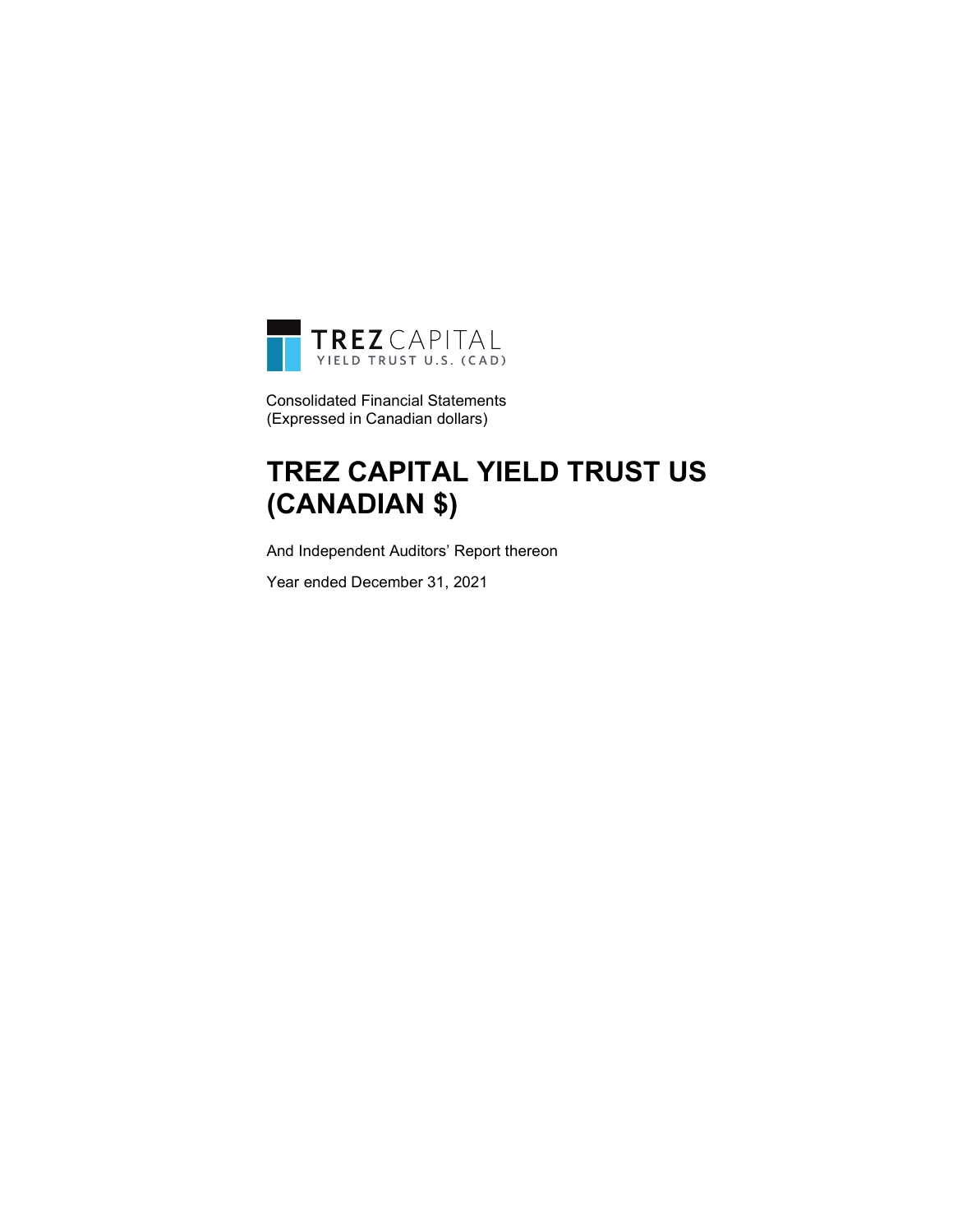TREZ CAPITAL
YIELD TRUST U.S. (CAD)

Consolidated Financial Statements
(Expressed in Canadian dollars)

# TREZ CAPITAL YIELD TRUST US (CANADIAN $)

And Independent Auditors' Report thereon

Year ended December 31, 2021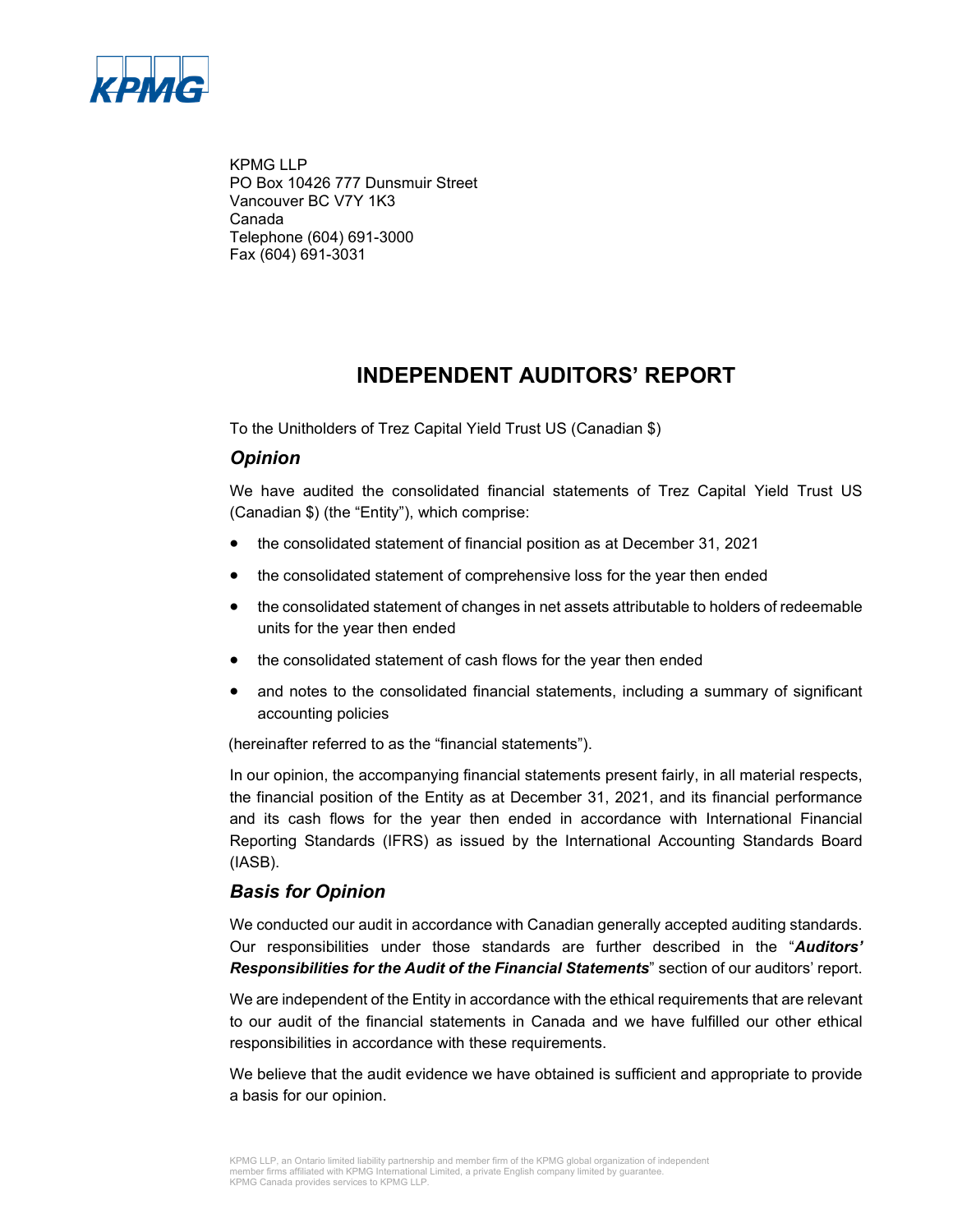KPMG LLP
PO Box 10426 777 Dunsmuir Street
Vancouver BC V7Y 1K3
Canada
Telephone (604) 691-3000
Fax (604) 691-3031

# INDEPENDENT AUDITORS' REPORT

To the Unitholders of Trez Capital Yield Trust US (Canadian $)

## *Opinion*

We have audited the consolidated financial statements of Trez Capital Yield Trust US (Canadian $) (the "Entity"), which comprise:

- the consolidated statement of financial position as at December 31, 2021
- the consolidated statement of comprehensive loss for the year then ended
- the consolidated statement of changes in net assets attributable to holders of redeemable units for the year then ended
- the consolidated statement of cash flows for the year then ended
- and notes to the consolidated financial statements, including a summary of significant accounting policies

(hereinafter referred to as the "financial statements").

In our opinion, the accompanying financial statements present fairly, in all material respects, the financial position of the Entity as at December 31, 2021, and its financial performance and its cash flows for the year then ended in accordance with International Financial Reporting Standards (IFRS) as issued by the International Accounting Standards Board (IASB).

## *Basis for Opinion*

We conducted our audit in accordance with Canadian generally accepted auditing standards. Our responsibilities under those standards are further described in the "***Auditors' Responsibilities for the Audit of the Financial Statements***" section of our auditors' report.

We are independent of the Entity in accordance with the ethical requirements that are relevant to our audit of the financial statements in Canada and we have fulfilled our other ethical responsibilities in accordance with these requirements.

We believe that the audit evidence we have obtained is sufficient and appropriate to provide a basis for our opinion.

KPMG LLP, an Ontario limited liability partnership and member firm of the KPMG global organization of independent member firms affiliated with KPMG International Limited, a private English company limited by guarantee. KPMG Canada provides services to KPMG LLP.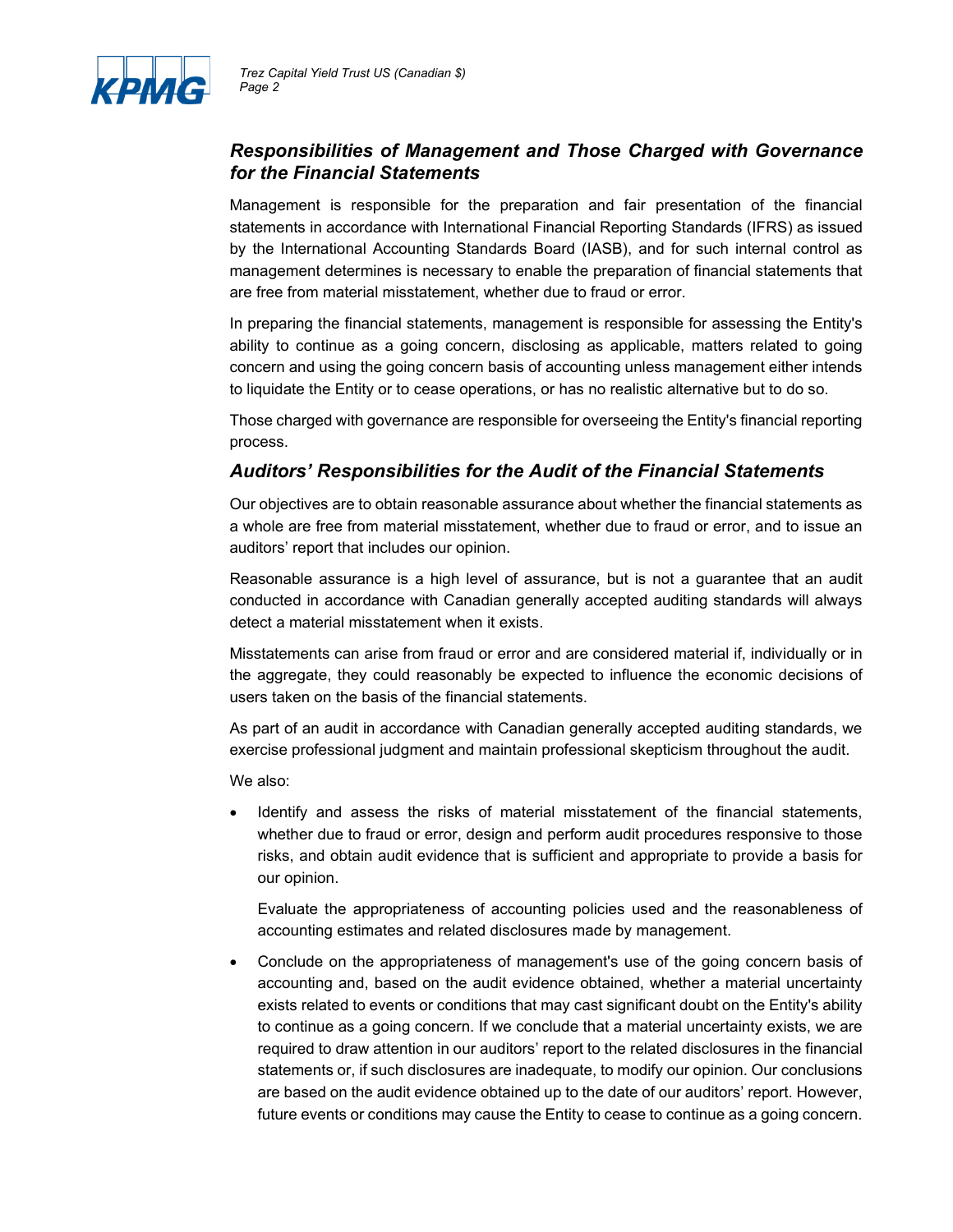## *Responsibilities of Management and Those Charged with Governance for the Financial Statements*

Management is responsible for the preparation and fair presentation of the financial statements in accordance with International Financial Reporting Standards (IFRS) as issued by the International Accounting Standards Board (IASB), and for such internal control as management determines is necessary to enable the preparation of financial statements that are free from material misstatement, whether due to fraud or error.

In preparing the financial statements, management is responsible for assessing the Entity's ability to continue as a going concern, disclosing as applicable, matters related to going concern and using the going concern basis of accounting unless management either intends to liquidate the Entity or to cease operations, or has no realistic alternative but to do so.

Those charged with governance are responsible for overseeing the Entity's financial reporting process.

## *Auditors' Responsibilities for the Audit of the Financial Statements*

Our objectives are to obtain reasonable assurance about whether the financial statements as a whole are free from material misstatement, whether due to fraud or error, and to issue an auditors' report that includes our opinion.

Reasonable assurance is a high level of assurance, but is not a guarantee that an audit conducted in accordance with Canadian generally accepted auditing standards will always detect a material misstatement when it exists.

Misstatements can arise from fraud or error and are considered material if, individually or in the aggregate, they could reasonably be expected to influence the economic decisions of users taken on the basis of the financial statements.

As part of an audit in accordance with Canadian generally accepted auditing standards, we exercise professional judgment and maintain professional skepticism throughout the audit.

We also:

- Identify and assess the risks of material misstatement of the financial statements, whether due to fraud or error, design and perform audit procedures responsive to those risks, and obtain audit evidence that is sufficient and appropriate to provide a basis for our opinion.

  Evaluate the appropriateness of accounting policies used and the reasonableness of accounting estimates and related disclosures made by management.

- Conclude on the appropriateness of management's use of the going concern basis of accounting and, based on the audit evidence obtained, whether a material uncertainty exists related to events or conditions that may cast significant doubt on the Entity's ability to continue as a going concern. If we conclude that a material uncertainty exists, we are required to draw attention in our auditors' report to the related disclosures in the financial statements or, if such disclosures are inadequate, to modify our opinion. Our conclusions are based on the audit evidence obtained up to the date of our auditors' report. However, future events or conditions may cause the Entity to cease to continue as a going concern.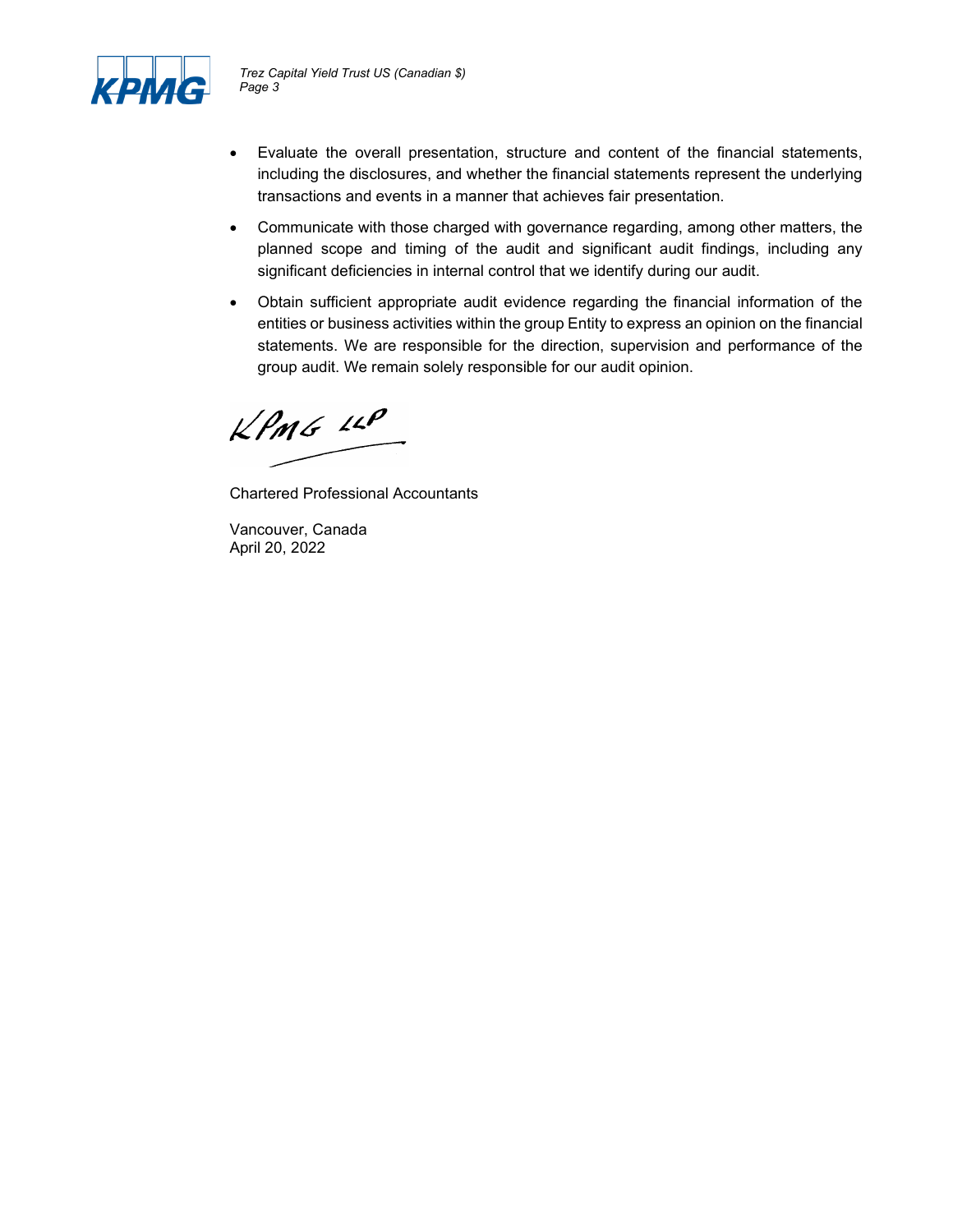- Evaluate the overall presentation, structure and content of the financial statements, including the disclosures, and whether the financial statements represent the underlying transactions and events in a manner that achieves fair presentation.
- Communicate with those charged with governance regarding, among other matters, the planned scope and timing of the audit and significant audit findings, including any significant deficiencies in internal control that we identify during our audit.
- Obtain sufficient appropriate audit evidence regarding the financial information of the entities or business activities within the group Entity to express an opinion on the financial statements. We are responsible for the direction, supervision and performance of the group audit. We remain solely responsible for our audit opinion.

KPMG LLP

Chartered Professional Accountants

Vancouver, Canada
April 20, 2022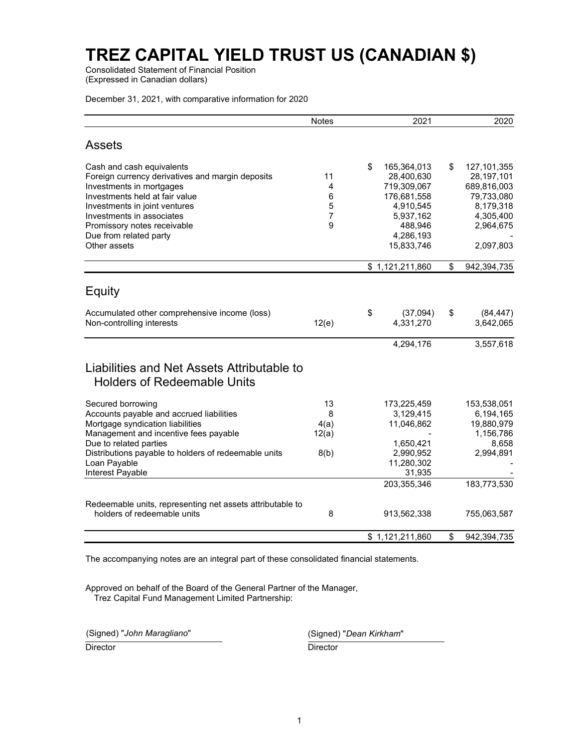# TREZ CAPITAL YIELD TRUST US (CANADIAN $)

Consolidated Statement of Financial Position
(Expressed in Canadian dollars)

December 31, 2021, with comparative information for 2020

| | Notes | 2021 | 2020 |
|---|---|---|---|
| **Assets** | | | |
| Cash and cash equivalents | | $ 165,364,013 | $ 127,101,355 |
| Foreign currency derivatives and margin deposits | 11 | 28,400,630 | 28,197,101 |
| Investments in mortgages | 4 | 719,309,067 | 689,816,003 |
| Investments held at fair value | 6 | 176,681,558 | 79,733,080 |
| Investments in joint ventures | 5 | 4,910,545 | 8,179,318 |
| Investments in associates | 7 | 5,937,162 | 4,305,400 |
| Promissory notes receivable | 9 | 488,946 | 2,964,675 |
| Due from related party | | 4,286,193 | - |
| Other assets | | 15,833,746 | 2,097,803 |
| | | $ 1,121,211,860 | $ 942,394,735 |
| **Equity** | | | |
| Accumulated other comprehensive income (loss) | | $ (37,094) | $ (84,447) |
| Non-controlling interests | 12(e) | 4,331,270 | 3,642,065 |
| | | 4,294,176 | 3,557,618 |
| **Liabilities and Net Assets Attributable to Holders of Redeemable Units** | | | |
| Secured borrowing | 13 | 173,225,459 | 153,538,051 |
| Accounts payable and accrued liabilities | 8 | 3,129,415 | 6,194,165 |
| Mortgage syndication liabilities | 4(a) | 11,046,862 | 19,880,979 |
| Management and incentive fees payable | 12(a) | - | 1,156,786 |
| Due to related parties | | 1,650,421 | 8,658 |
| Distributions payable to holders of redeemable units | 8(b) | 2,990,952 | 2,994,891 |
| Loan Payable | | 11,280,302 | - |
| Interest Payable | | 31,935 | - |
| | | 203,355,346 | 183,773,530 |
| Redeemable units, representing net assets attributable to holders of redeemable units | 8 | 913,562,338 | 755,063,587 |
| | | $ 1,121,211,860 | $ 942,394,735 |

The accompanying notes are an integral part of these consolidated financial statements.

Approved on behalf of the Board of the General Partner of the Manager,
Trez Capital Fund Management Limited Partnership:

(Signed) "*John Maragliano*"
Director

(Signed) "*Dean Kirkham*"
Director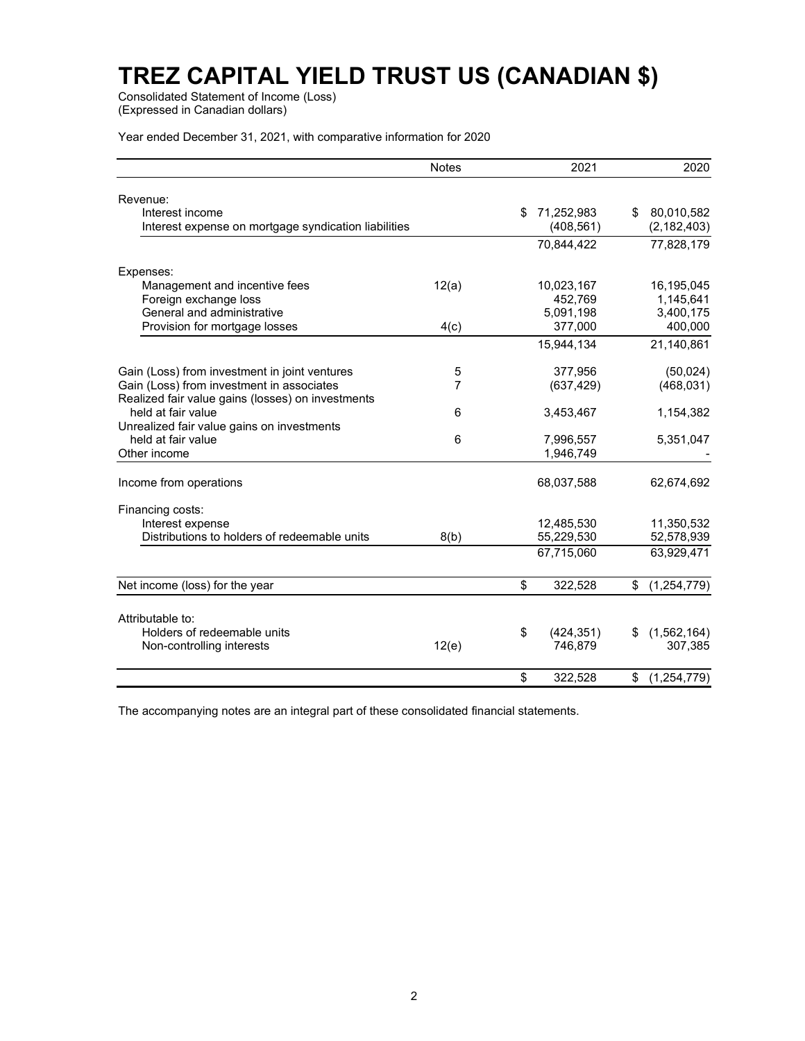# TREZ CAPITAL YIELD TRUST US (CANADIAN $)

Consolidated Statement of Income (Loss)
(Expressed in Canadian dollars)

Year ended December 31, 2021, with comparative information for 2020

| | Notes | 2021 | 2020 |
|---|---|---|---|
| Revenue: | | | |
| Interest income | | $ 71,252,983 | $ 80,010,582 |
| Interest expense on mortgage syndication liabilities | | (408,561) | (2,182,403) |
| | | 70,844,422 | 77,828,179 |
| Expenses: | | | |
| Management and incentive fees | 12(a) | 10,023,167 | 16,195,045 |
| Foreign exchange loss | | 452,769 | 1,145,641 |
| General and administrative | | 5,091,198 | 3,400,175 |
| Provision for mortgage losses | 4(c) | 377,000 | 400,000 |
| | | 15,944,134 | 21,140,861 |
| Gain (Loss) from investment in joint ventures | 5 | 377,956 | (50,024) |
| Gain (Loss) from investment in associates | 7 | (637,429) | (468,031) |
| Realized fair value gains (losses) on investments held at fair value | 6 | 3,453,467 | 1,154,382 |
| Unrealized fair value gains on investments held at fair value | 6 | 7,996,557 | 5,351,047 |
| Other income | | 1,946,749 | - |
| Income from operations | | 68,037,588 | 62,674,692 |
| Financing costs: | | | |
| Interest expense | | 12,485,530 | 11,350,532 |
| Distributions to holders of redeemable units | 8(b) | 55,229,530 | 52,578,939 |
| | | 67,715,060 | 63,929,471 |
| Net income (loss) for the year | | $ 322,528 | $ (1,254,779) |
| Attributable to: | | | |
| Holders of redeemable units | | $ (424,351) | $ (1,562,164) |
| Non-controlling interests | 12(e) | 746,879 | 307,385 |
| | | $ 322,528 | $ (1,254,779) |

The accompanying notes are an integral part of these consolidated financial statements.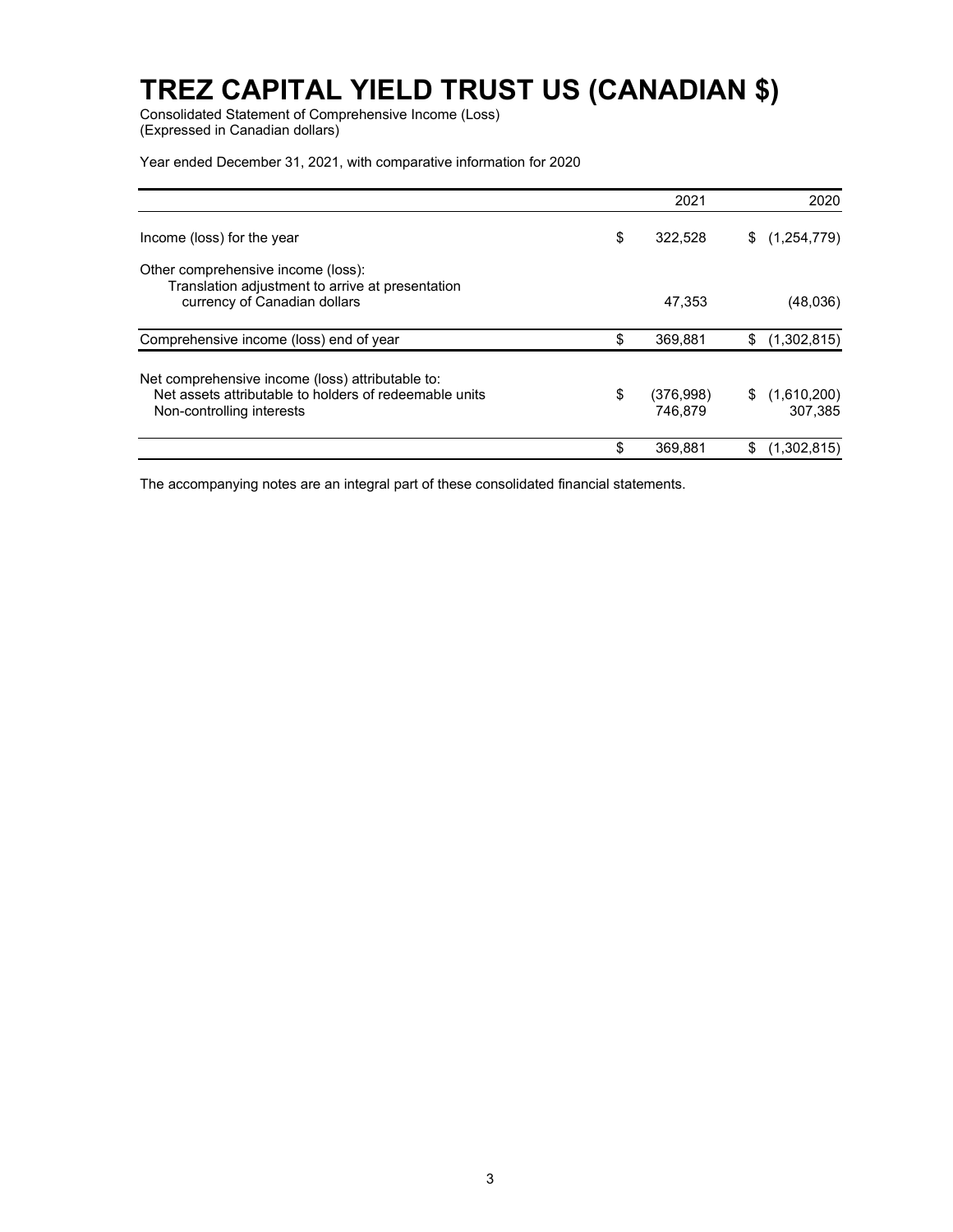# TREZ CAPITAL YIELD TRUST US (CANADIAN $)

Consolidated Statement of Comprehensive Income (Loss)
(Expressed in Canadian dollars)

Year ended December 31, 2021, with comparative information for 2020

| | 2021 | 2020 |
|---|---|---|
| Income (loss) for the year | $ 322,528 | $ (1,254,779) |
| Other comprehensive income (loss): | | |
| Translation adjustment to arrive at presentation currency of Canadian dollars | 47,353 | (48,036) |
| Comprehensive income (loss) end of year | $ 369,881 | $ (1,302,815) |
| Net comprehensive income (loss) attributable to: | | |
| Net assets attributable to holders of redeemable units | $ (376,998) | $ (1,610,200) |
| Non-controlling interests | 746,879 | 307,385 |
| | $ 369,881 | $ (1,302,815) |

The accompanying notes are an integral part of these consolidated financial statements.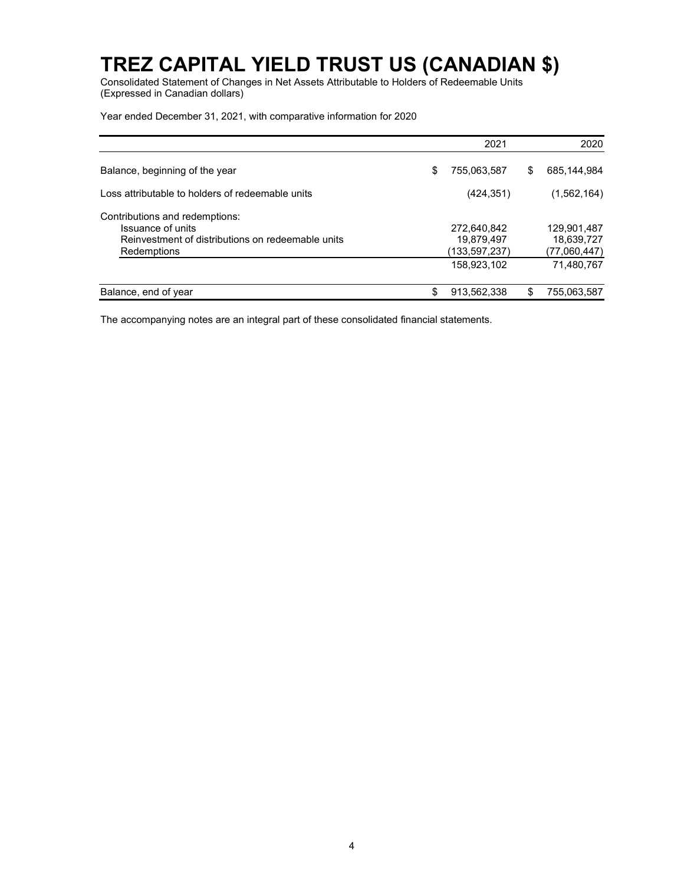# TREZ CAPITAL YIELD TRUST US (CANADIAN $)

Consolidated Statement of Changes in Net Assets Attributable to Holders of Redeemable Units
(Expressed in Canadian dollars)

Year ended December 31, 2021, with comparative information for 2020

| | 2021 | 2020 |
|---|---|---|
| Balance, beginning of the year | $ 755,063,587 | $ 685,144,984 |
| Loss attributable to holders of redeemable units | (424,351) | (1,562,164) |
| Contributions and redemptions: | | |
| Issuance of units | 272,640,842 | 129,901,487 |
| Reinvestment of distributions on redeemable units | 19,879,497 | 18,639,727 |
| Redemptions | (133,597,237) | (77,060,447) |
| | 158,923,102 | 71,480,767 |
| Balance, end of year | $ 913,562,338 | $ 755,063,587 |

The accompanying notes are an integral part of these consolidated financial statements.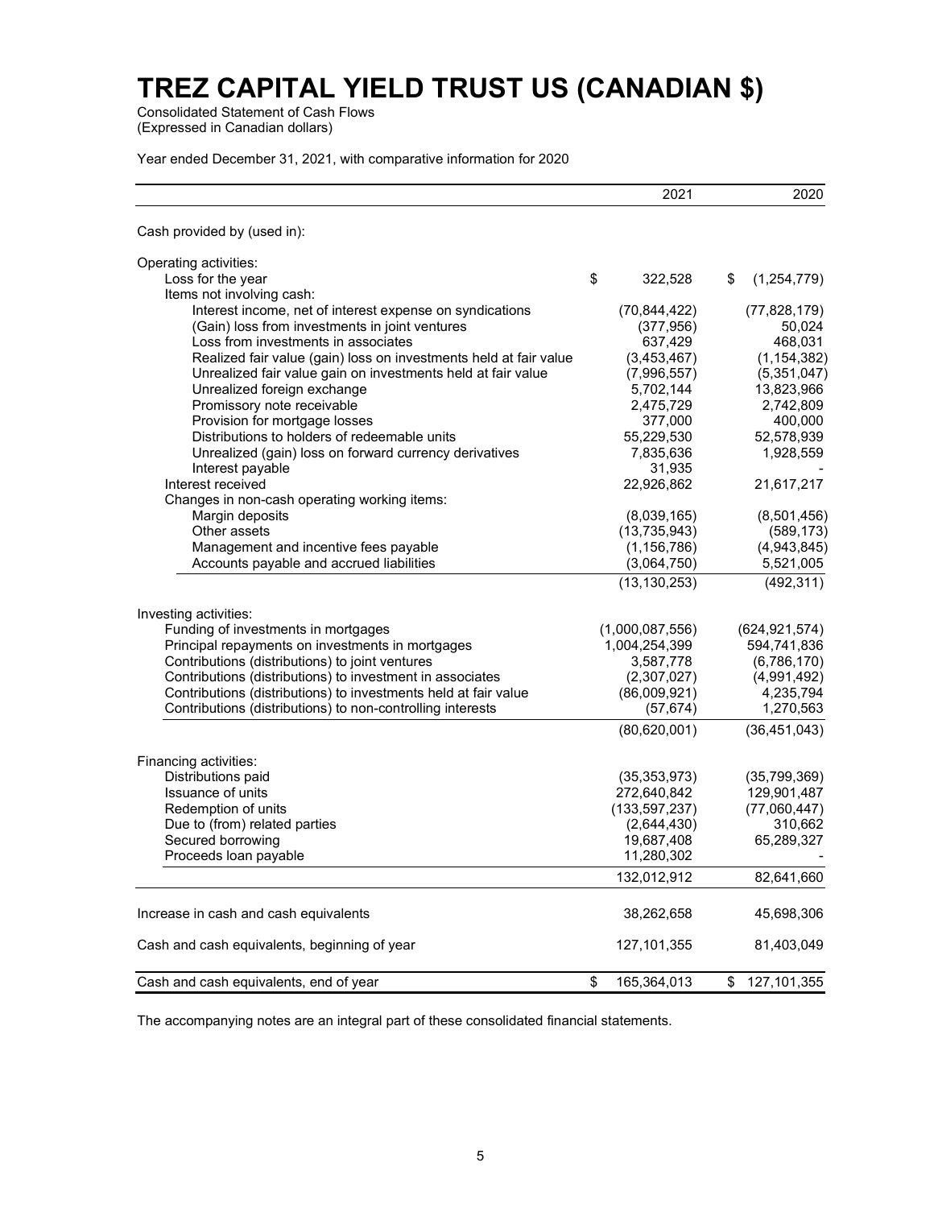# TREZ CAPITAL YIELD TRUST US (CANADIAN $)

Consolidated Statement of Cash Flows
(Expressed in Canadian dollars)

Year ended December 31, 2021, with comparative information for 2020

| | 2021 | 2020 |
|---|---|---|
| Cash provided by (used in): | | |
| Operating activities: | | |
| Loss for the year | $ 322,528 | $ (1,254,779) |
| Items not involving cash: | | |
| Interest income, net of interest expense on syndications | (70,844,422) | (77,828,179) |
| (Gain) loss from investments in joint ventures | (377,956) | 50,024 |
| Loss from investments in associates | 637,429 | 468,031 |
| Realized fair value (gain) loss on investments held at fair value | (3,453,467) | (1,154,382) |
| Unrealized fair value gain on investments held at fair value | (7,996,557) | (5,351,047) |
| Unrealized foreign exchange | 5,702,144 | 13,823,966 |
| Promissory note receivable | 2,475,729 | 2,742,809 |
| Provision for mortgage losses | 377,000 | 400,000 |
| Distributions to holders of redeemable units | 55,229,530 | 52,578,939 |
| Unrealized (gain) loss on forward currency derivatives | 7,835,636 | 1,928,559 |
| Interest payable | 31,935 | - |
| Interest received | 22,926,862 | 21,617,217 |
| Changes in non-cash operating working items: | | |
| Margin deposits | (8,039,165) | (8,501,456) |
| Other assets | (13,735,943) | (589,173) |
| Management and incentive fees payable | (1,156,786) | (4,943,845) |
| Accounts payable and accrued liabilities | (3,064,750) | 5,521,005 |
| | (13,130,253) | (492,311) |
| Investing activities: | | |
| Funding of investments in mortgages | (1,000,087,556) | (624,921,574) |
| Principal repayments on investments in mortgages | 1,004,254,399 | 594,741,836 |
| Contributions (distributions) to joint ventures | 3,587,778 | (6,786,170) |
| Contributions (distributions) to investment in associates | (2,307,027) | (4,991,492) |
| Contributions (distributions) to investments held at fair value | (86,009,921) | 4,235,794 |
| Contributions (distributions) to non-controlling interests | (57,674) | 1,270,563 |
| | (80,620,001) | (36,451,043) |
| Financing activities: | | |
| Distributions paid | (35,353,973) | (35,799,369) |
| Issuance of units | 272,640,842 | 129,901,487 |
| Redemption of units | (133,597,237) | (77,060,447) |
| Due to (from) related parties | (2,644,430) | 310,662 |
| Secured borrowing | 19,687,408 | 65,289,327 |
| Proceeds loan payable | 11,280,302 | - |
| | 132,012,912 | 82,641,660 |
| Increase in cash and cash equivalents | 38,262,658 | 45,698,306 |
| Cash and cash equivalents, beginning of year | 127,101,355 | 81,403,049 |
| Cash and cash equivalents, end of year | $ 165,364,013 | $ 127,101,355 |

The accompanying notes are an integral part of these consolidated financial statements.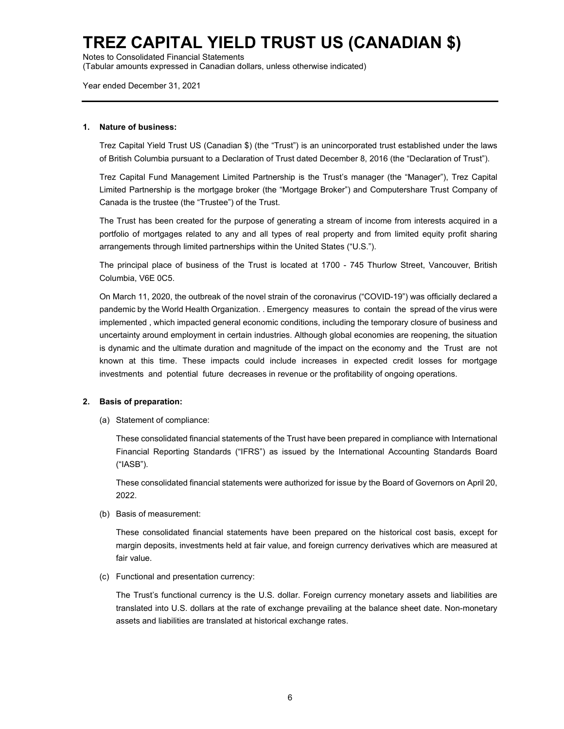## 1. Nature of business:

Trez Capital Yield Trust US (Canadian $) (the "Trust") is an unincorporated trust established under the laws of British Columbia pursuant to a Declaration of Trust dated December 8, 2016 (the "Declaration of Trust").

Trez Capital Fund Management Limited Partnership is the Trust's manager (the "Manager"), Trez Capital Limited Partnership is the mortgage broker (the "Mortgage Broker") and Computershare Trust Company of Canada is the trustee (the "Trustee") of the Trust.

The Trust has been created for the purpose of generating a stream of income from interests acquired in a portfolio of mortgages related to any and all types of real property and from limited equity profit sharing arrangements through limited partnerships within the United States ("U.S.").

The principal place of business of the Trust is located at 1700 - 745 Thurlow Street, Vancouver, British Columbia, V6E 0C5.

On March 11, 2020, the outbreak of the novel strain of the coronavirus ("COVID-19") was officially declared a pandemic by the World Health Organization. . Emergency measures to contain the spread of the virus were implemented , which impacted general economic conditions, including the temporary closure of business and uncertainty around employment in certain industries. Although global economies are reopening, the situation is dynamic and the ultimate duration and magnitude of the impact on the economy and the Trust are not known at this time. These impacts could include increases in expected credit losses for mortgage investments and potential future decreases in revenue or the profitability of ongoing operations.

## 2. Basis of preparation:

(a) Statement of compliance:

These consolidated financial statements of the Trust have been prepared in compliance with International Financial Reporting Standards ("IFRS") as issued by the International Accounting Standards Board ("IASB").

These consolidated financial statements were authorized for issue by the Board of Governors on April 20, 2022.

(b) Basis of measurement:

These consolidated financial statements have been prepared on the historical cost basis, except for margin deposits, investments held at fair value, and foreign currency derivatives which are measured at fair value.

(c) Functional and presentation currency:

The Trust's functional currency is the U.S. dollar. Foreign currency monetary assets and liabilities are translated into U.S. dollars at the rate of exchange prevailing at the balance sheet date. Non-monetary assets and liabilities are translated at historical exchange rates.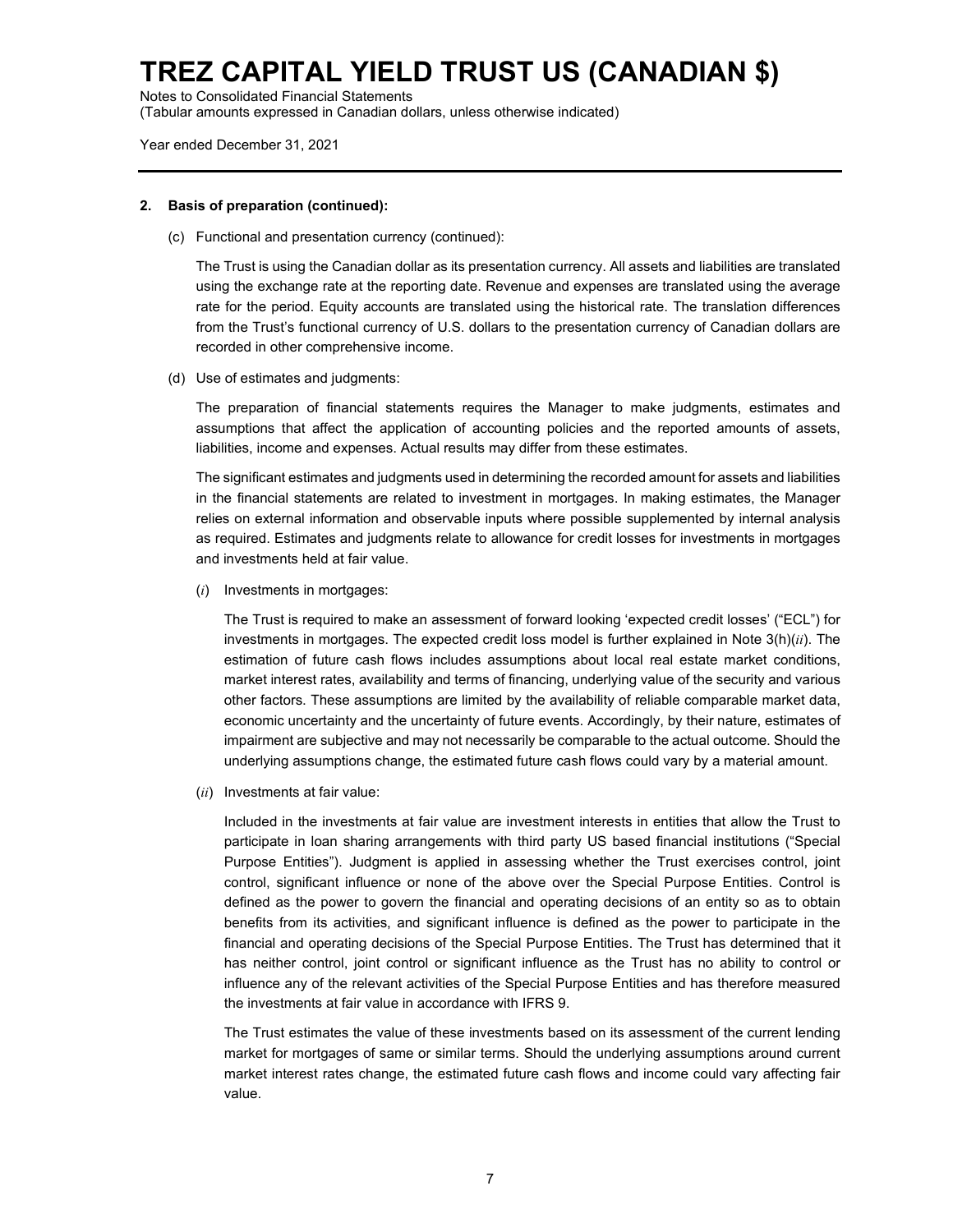## 2. Basis of preparation (continued):

(c) Functional and presentation currency (continued):

The Trust is using the Canadian dollar as its presentation currency. All assets and liabilities are translated using the exchange rate at the reporting date. Revenue and expenses are translated using the average rate for the period. Equity accounts are translated using the historical rate. The translation differences from the Trust's functional currency of U.S. dollars to the presentation currency of Canadian dollars are recorded in other comprehensive income.

(d) Use of estimates and judgments:

The preparation of financial statements requires the Manager to make judgments, estimates and assumptions that affect the application of accounting policies and the reported amounts of assets, liabilities, income and expenses. Actual results may differ from these estimates.

The significant estimates and judgments used in determining the recorded amount for assets and liabilities in the financial statements are related to investment in mortgages. In making estimates, the Manager relies on external information and observable inputs where possible supplemented by internal analysis as required. Estimates and judgments relate to allowance for credit losses for investments in mortgages and investments held at fair value.

(*i*) Investments in mortgages:

The Trust is required to make an assessment of forward looking 'expected credit losses' ("ECL") for investments in mortgages. The expected credit loss model is further explained in Note 3(h)(*ii*). The estimation of future cash flows includes assumptions about local real estate market conditions, market interest rates, availability and terms of financing, underlying value of the security and various other factors. These assumptions are limited by the availability of reliable comparable market data, economic uncertainty and the uncertainty of future events. Accordingly, by their nature, estimates of impairment are subjective and may not necessarily be comparable to the actual outcome. Should the underlying assumptions change, the estimated future cash flows could vary by a material amount.

(*ii*) Investments at fair value:

Included in the investments at fair value are investment interests in entities that allow the Trust to participate in loan sharing arrangements with third party US based financial institutions ("Special Purpose Entities"). Judgment is applied in assessing whether the Trust exercises control, joint control, significant influence or none of the above over the Special Purpose Entities. Control is defined as the power to govern the financial and operating decisions of an entity so as to obtain benefits from its activities, and significant influence is defined as the power to participate in the financial and operating decisions of the Special Purpose Entities. The Trust has determined that it has neither control, joint control or significant influence as the Trust has no ability to control or influence any of the relevant activities of the Special Purpose Entities and has therefore measured the investments at fair value in accordance with IFRS 9.

The Trust estimates the value of these investments based on its assessment of the current lending market for mortgages of same or similar terms. Should the underlying assumptions around current market interest rates change, the estimated future cash flows and income could vary affecting fair value.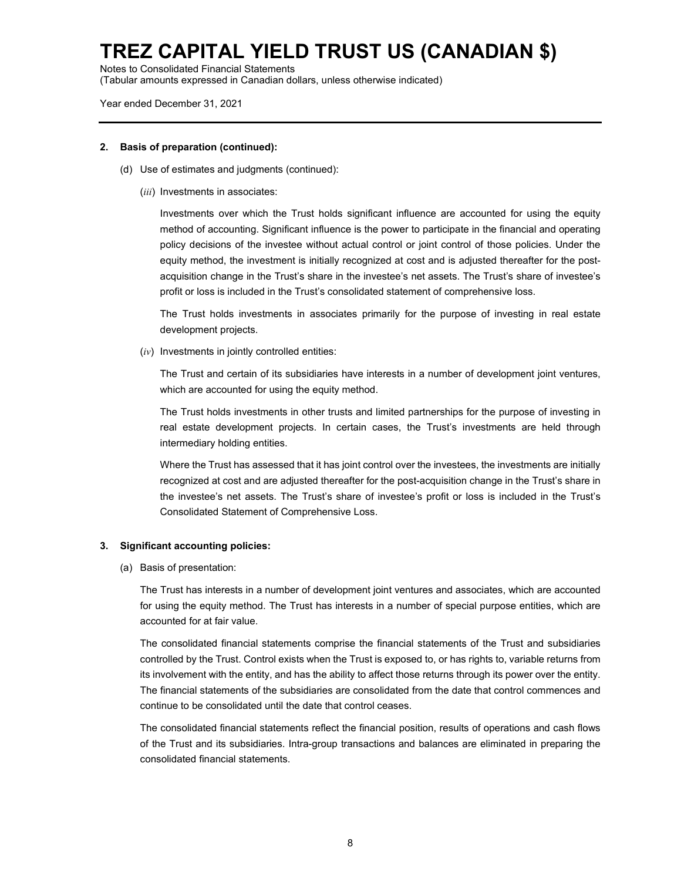**2. Basis of preparation (continued):**

(d) Use of estimates and judgments (continued):

(*iii*) Investments in associates:

Investments over which the Trust holds significant influence are accounted for using the equity method of accounting. Significant influence is the power to participate in the financial and operating policy decisions of the investee without actual control or joint control of those policies. Under the equity method, the investment is initially recognized at cost and is adjusted thereafter for the post-acquisition change in the Trust's share in the investee's net assets. The Trust's share of investee's profit or loss is included in the Trust's consolidated statement of comprehensive loss.

The Trust holds investments in associates primarily for the purpose of investing in real estate development projects.

(*iv*) Investments in jointly controlled entities:

The Trust and certain of its subsidiaries have interests in a number of development joint ventures, which are accounted for using the equity method.

The Trust holds investments in other trusts and limited partnerships for the purpose of investing in real estate development projects. In certain cases, the Trust's investments are held through intermediary holding entities.

Where the Trust has assessed that it has joint control over the investees, the investments are initially recognized at cost and are adjusted thereafter for the post-acquisition change in the Trust's share in the investee's net assets. The Trust's share of investee's profit or loss is included in the Trust's Consolidated Statement of Comprehensive Loss.

**3. Significant accounting policies:**

(a) Basis of presentation:

The Trust has interests in a number of development joint ventures and associates, which are accounted for using the equity method. The Trust has interests in a number of special purpose entities, which are accounted for at fair value.

The consolidated financial statements comprise the financial statements of the Trust and subsidiaries controlled by the Trust. Control exists when the Trust is exposed to, or has rights to, variable returns from its involvement with the entity, and has the ability to affect those returns through its power over the entity. The financial statements of the subsidiaries are consolidated from the date that control commences and continue to be consolidated until the date that control ceases.

The consolidated financial statements reflect the financial position, results of operations and cash flows of the Trust and its subsidiaries. Intra-group transactions and balances are eliminated in preparing the consolidated financial statements.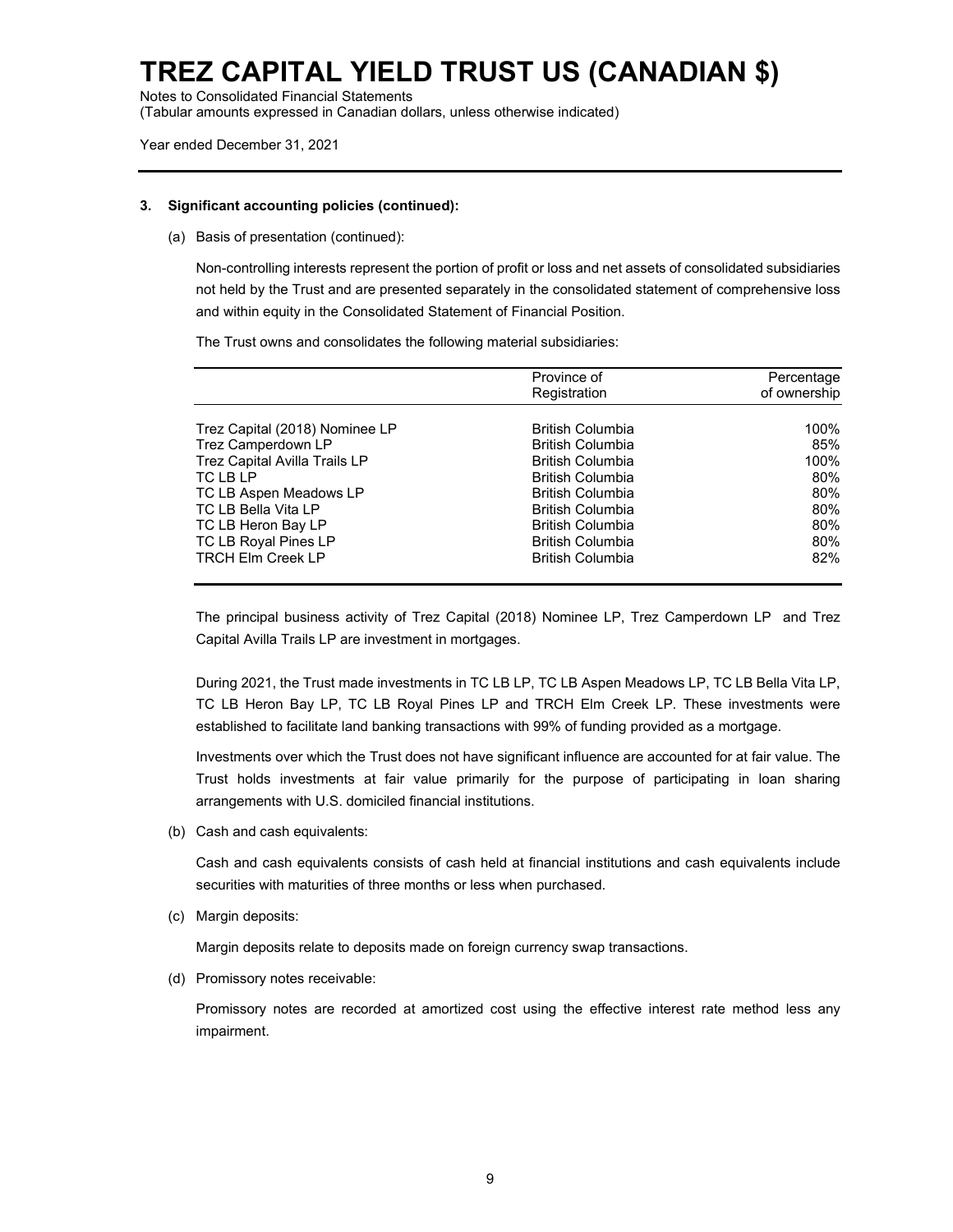**3. Significant accounting policies (continued):**

(a) Basis of presentation (continued):

Non-controlling interests represent the portion of profit or loss and net assets of consolidated subsidiaries not held by the Trust and are presented separately in the consolidated statement of comprehensive loss and within equity in the Consolidated Statement of Financial Position.

The Trust owns and consolidates the following material subsidiaries:

| | Province of Registration | Percentage of ownership |
|---|---|---|
| Trez Capital (2018) Nominee LP | British Columbia | 100% |
| Trez Camperdown LP | British Columbia | 85% |
| Trez Capital Avilla Trails LP | British Columbia | 100% |
| TC LB LP | British Columbia | 80% |
| TC LB Aspen Meadows LP | British Columbia | 80% |
| TC LB Bella Vita LP | British Columbia | 80% |
| TC LB Heron Bay LP | British Columbia | 80% |
| TC LB Royal Pines LP | British Columbia | 80% |
| TRCH Elm Creek LP | British Columbia | 82% |

The principal business activity of Trez Capital (2018) Nominee LP, Trez Camperdown LP and Trez Capital Avilla Trails LP are investment in mortgages.

During 2021, the Trust made investments in TC LB LP, TC LB Aspen Meadows LP, TC LB Bella Vita LP, TC LB Heron Bay LP, TC LB Royal Pines LP and TRCH Elm Creek LP. These investments were established to facilitate land banking transactions with 99% of funding provided as a mortgage.

Investments over which the Trust does not have significant influence are accounted for at fair value. The Trust holds investments at fair value primarily for the purpose of participating in loan sharing arrangements with U.S. domiciled financial institutions.

(b) Cash and cash equivalents:

Cash and cash equivalents consists of cash held at financial institutions and cash equivalents include securities with maturities of three months or less when purchased.

(c) Margin deposits:

Margin deposits relate to deposits made on foreign currency swap transactions.

(d) Promissory notes receivable:

Promissory notes are recorded at amortized cost using the effective interest rate method less any impairment.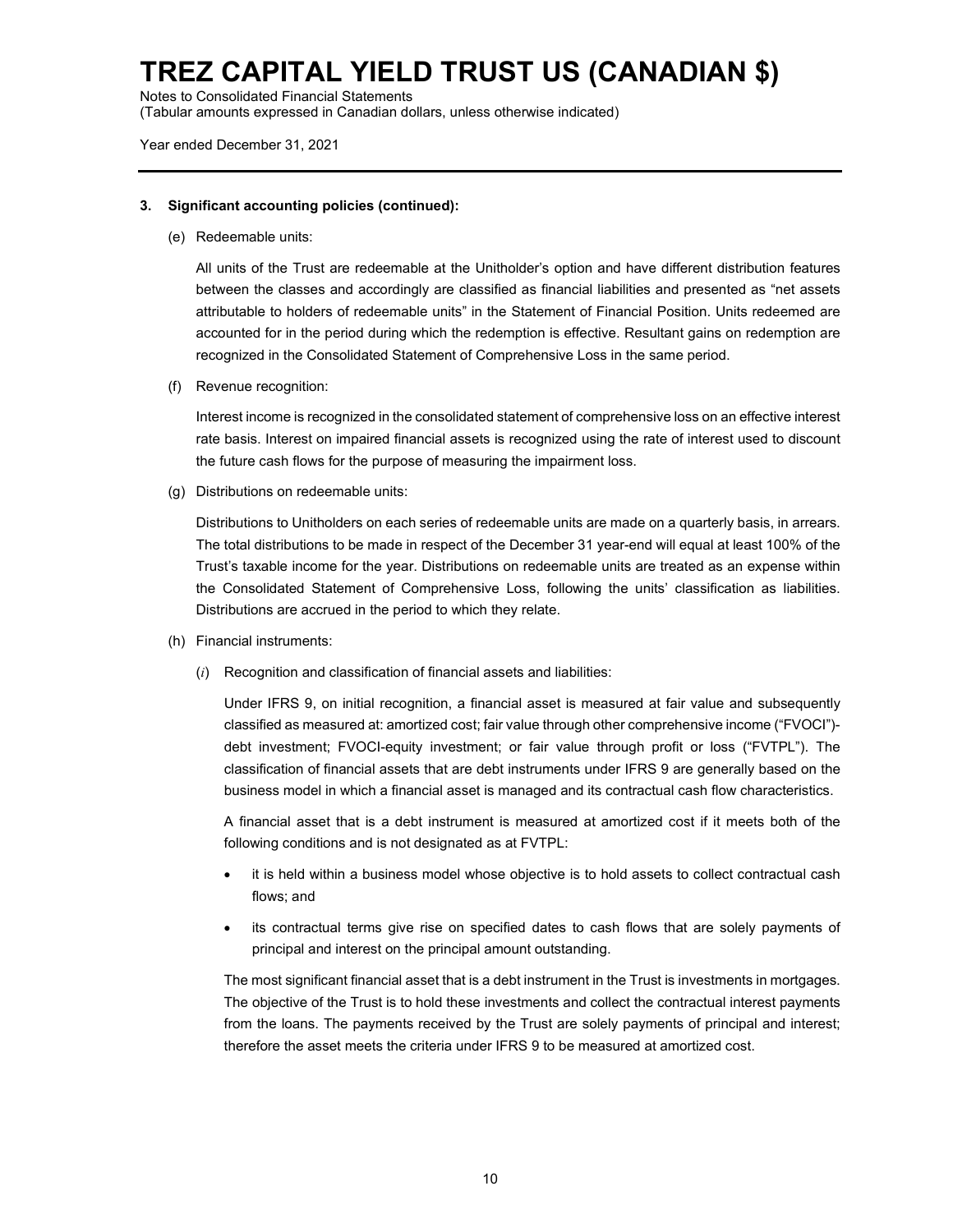### 3. Significant accounting policies (continued):

(e) Redeemable units:

All units of the Trust are redeemable at the Unitholder's option and have different distribution features between the classes and accordingly are classified as financial liabilities and presented as "net assets attributable to holders of redeemable units" in the Statement of Financial Position. Units redeemed are accounted for in the period during which the redemption is effective. Resultant gains on redemption are recognized in the Consolidated Statement of Comprehensive Loss in the same period.

(f) Revenue recognition:

Interest income is recognized in the consolidated statement of comprehensive loss on an effective interest rate basis. Interest on impaired financial assets is recognized using the rate of interest used to discount the future cash flows for the purpose of measuring the impairment loss.

(g) Distributions on redeemable units:

Distributions to Unitholders on each series of redeemable units are made on a quarterly basis, in arrears. The total distributions to be made in respect of the December 31 year-end will equal at least 100% of the Trust's taxable income for the year. Distributions on redeemable units are treated as an expense within the Consolidated Statement of Comprehensive Loss, following the units' classification as liabilities. Distributions are accrued in the period to which they relate.

(h) Financial instruments:

(*i*) Recognition and classification of financial assets and liabilities:

Under IFRS 9, on initial recognition, a financial asset is measured at fair value and subsequently classified as measured at: amortized cost; fair value through other comprehensive income ("FVOCI")-debt investment; FVOCI-equity investment; or fair value through profit or loss ("FVTPL"). The classification of financial assets that are debt instruments under IFRS 9 are generally based on the business model in which a financial asset is managed and its contractual cash flow characteristics.

A financial asset that is a debt instrument is measured at amortized cost if it meets both of the following conditions and is not designated as at FVTPL:

- it is held within a business model whose objective is to hold assets to collect contractual cash flows; and
- its contractual terms give rise on specified dates to cash flows that are solely payments of principal and interest on the principal amount outstanding.

The most significant financial asset that is a debt instrument in the Trust is investments in mortgages. The objective of the Trust is to hold these investments and collect the contractual interest payments from the loans. The payments received by the Trust are solely payments of principal and interest; therefore the asset meets the criteria under IFRS 9 to be measured at amortized cost.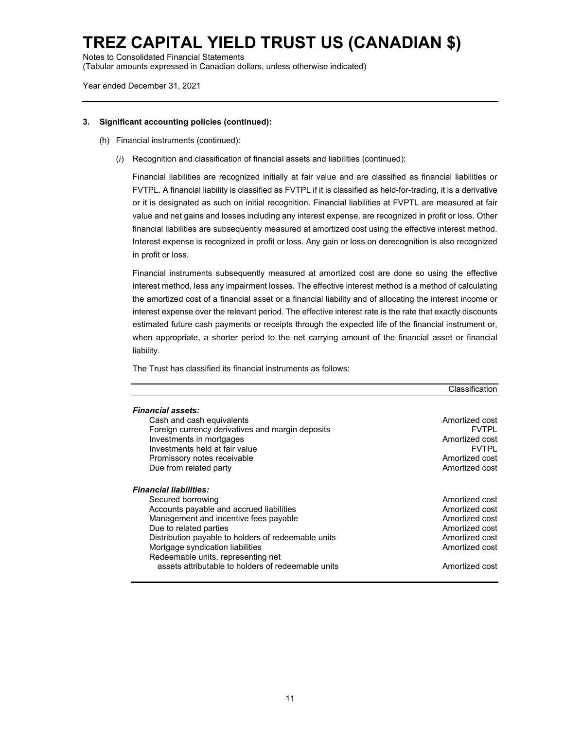# TREZ CAPITAL YIELD TRUST US (CANADIAN $)

Notes to Consolidated Financial Statements
(Tabular amounts expressed in Canadian dollars, unless otherwise indicated)

Year ended December 31, 2021

**3. Significant accounting policies (continued):**

(h) Financial instruments (continued):

(*i*) Recognition and classification of financial assets and liabilities (continued):

Financial liabilities are recognized initially at fair value and are classified as financial liabilities or FVTPL. A financial liability is classified as FVTPL if it is classified as held-for-trading, it is a derivative or it is designated as such on initial recognition. Financial liabilities at FVPTL are measured at fair value and net gains and losses including any interest expense, are recognized in profit or loss. Other financial liabilities are subsequently measured at amortized cost using the effective interest method. Interest expense is recognized in profit or loss. Any gain or loss on derecognition is also recognized in profit or loss.

Financial instruments subsequently measured at amortized cost are done so using the effective interest method, less any impairment losses. The effective interest method is a method of calculating the amortized cost of a financial asset or a financial liability and of allocating the interest income or interest expense over the relevant period. The effective interest rate is the rate that exactly discounts estimated future cash payments or receipts through the expected life of the financial instrument or, when appropriate, a shorter period to the net carrying amount of the financial asset or financial liability.

The Trust has classified its financial instruments as follows:

| | Classification |
|---|---|
| ***Financial assets:*** | |
| Cash and cash equivalents | Amortized cost |
| Foreign currency derivatives and margin deposits | FVTPL |
| Investments in mortgages | Amortized cost |
| Investments held at fair value | FVTPL |
| Promissory notes receivable | Amortized cost |
| Due from related party | Amortized cost |
| ***Financial liabilities:*** | |
| Secured borrowing | Amortized cost |
| Accounts payable and accrued liabilities | Amortized cost |
| Management and incentive fees payable | Amortized cost |
| Due to related parties | Amortized cost |
| Distribution payable to holders of redeemable units | Amortized cost |
| Mortgage syndication liabilities | Amortized cost |
| Redeemable units, representing net assets attributable to holders of redeemable units | Amortized cost |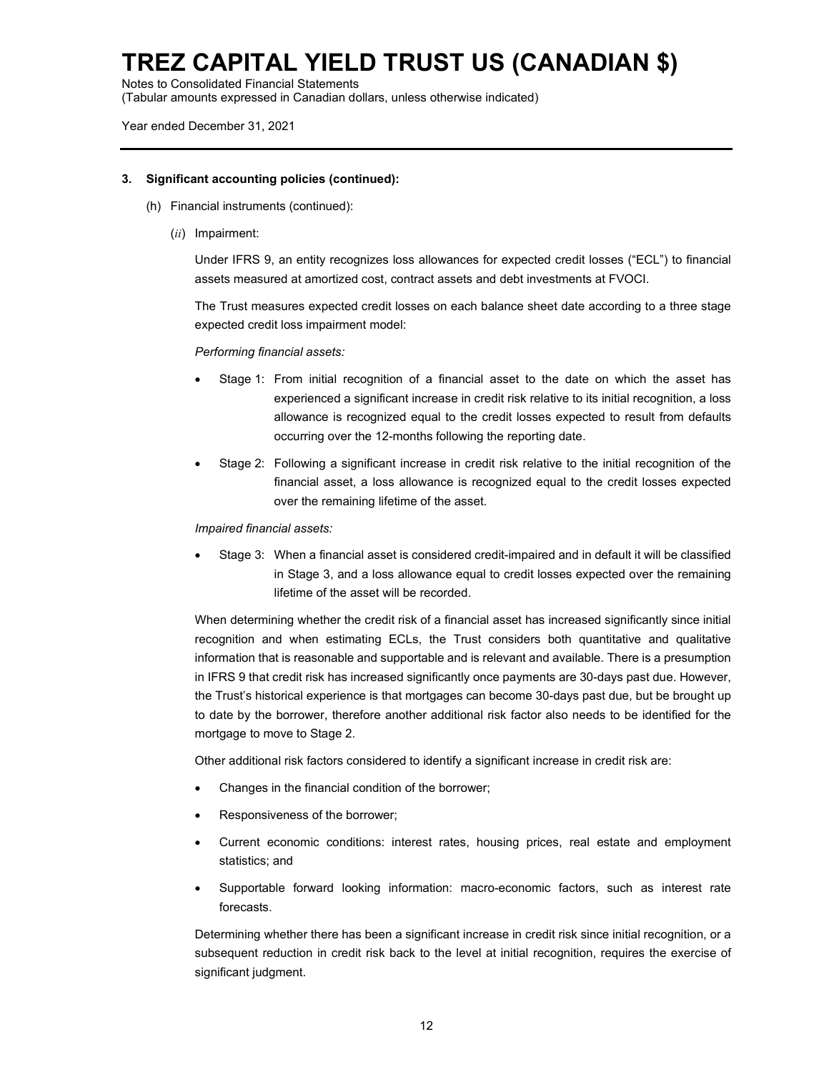# TREZ CAPITAL YIELD TRUST US (CANADIAN $)

Notes to Consolidated Financial Statements
(Tabular amounts expressed in Canadian dollars, unless otherwise indicated)

Year ended December 31, 2021

**3. Significant accounting policies (continued):**

(h) Financial instruments (continued):

(*ii*) Impairment:

Under IFRS 9, an entity recognizes loss allowances for expected credit losses ("ECL") to financial assets measured at amortized cost, contract assets and debt investments at FVOCI.

The Trust measures expected credit losses on each balance sheet date according to a three stage expected credit loss impairment model:

*Performing financial assets:*

- Stage 1: From initial recognition of a financial asset to the date on which the asset has experienced a significant increase in credit risk relative to its initial recognition, a loss allowance is recognized equal to the credit losses expected to result from defaults occurring over the 12-months following the reporting date.
- Stage 2: Following a significant increase in credit risk relative to the initial recognition of the financial asset, a loss allowance is recognized equal to the credit losses expected over the remaining lifetime of the asset.

*Impaired financial assets:*

- Stage 3: When a financial asset is considered credit-impaired and in default it will be classified in Stage 3, and a loss allowance equal to credit losses expected over the remaining lifetime of the asset will be recorded.

When determining whether the credit risk of a financial asset has increased significantly since initial recognition and when estimating ECLs, the Trust considers both quantitative and qualitative information that is reasonable and supportable and is relevant and available. There is a presumption in IFRS 9 that credit risk has increased significantly once payments are 30-days past due. However, the Trust's historical experience is that mortgages can become 30-days past due, but be brought up to date by the borrower, therefore another additional risk factor also needs to be identified for the mortgage to move to Stage 2.

Other additional risk factors considered to identify a significant increase in credit risk are:

- Changes in the financial condition of the borrower;
- Responsiveness of the borrower;
- Current economic conditions: interest rates, housing prices, real estate and employment statistics; and
- Supportable forward looking information: macro-economic factors, such as interest rate forecasts.

Determining whether there has been a significant increase in credit risk since initial recognition, or a subsequent reduction in credit risk back to the level at initial recognition, requires the exercise of significant judgment.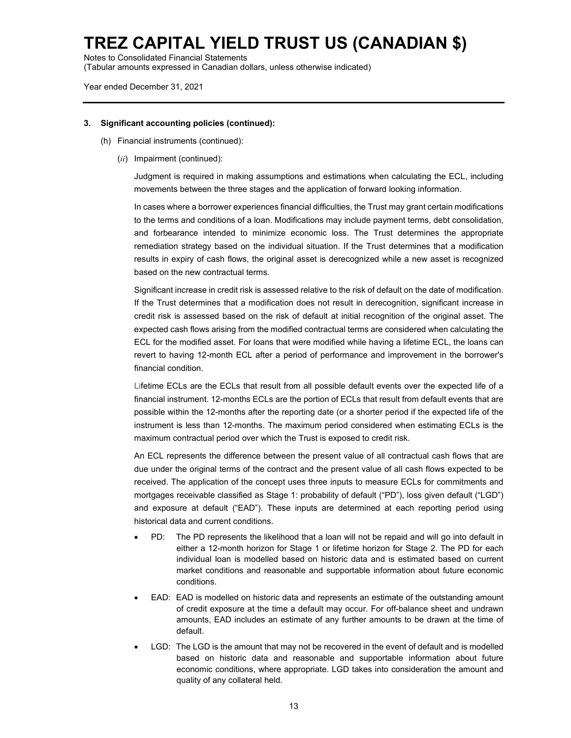**3. Significant accounting policies (continued):**

(h) Financial instruments (continued):

(*ii*) Impairment (continued):

Judgment is required in making assumptions and estimations when calculating the ECL, including movements between the three stages and the application of forward looking information.

In cases where a borrower experiences financial difficulties, the Trust may grant certain modifications to the terms and conditions of a loan. Modifications may include payment terms, debt consolidation, and forbearance intended to minimize economic loss. The Trust determines the appropriate remediation strategy based on the individual situation. If the Trust determines that a modification results in expiry of cash flows, the original asset is derecognized while a new asset is recognized based on the new contractual terms.

Significant increase in credit risk is assessed relative to the risk of default on the date of modification. If the Trust determines that a modification does not result in derecognition, significant increase in credit risk is assessed based on the risk of default at initial recognition of the original asset. The expected cash flows arising from the modified contractual terms are considered when calculating the ECL for the modified asset. For loans that were modified while having a lifetime ECL, the loans can revert to having 12-month ECL after a period of performance and improvement in the borrower's financial condition.

Lifetime ECLs are the ECLs that result from all possible default events over the expected life of a financial instrument. 12-months ECLs are the portion of ECLs that result from default events that are possible within the 12-months after the reporting date (or a shorter period if the expected life of the instrument is less than 12-months. The maximum period considered when estimating ECLs is the maximum contractual period over which the Trust is exposed to credit risk.

An ECL represents the difference between the present value of all contractual cash flows that are due under the original terms of the contract and the present value of all cash flows expected to be received. The application of the concept uses three inputs to measure ECLs for commitments and mortgages receivable classified as Stage 1: probability of default ("PD"), loss given default ("LGD") and exposure at default ("EAD"). These inputs are determined at each reporting period using historical data and current conditions.

- PD: The PD represents the likelihood that a loan will not be repaid and will go into default in either a 12-month horizon for Stage 1 or lifetime horizon for Stage 2. The PD for each individual loan is modelled based on historic data and is estimated based on current market conditions and reasonable and supportable information about future economic conditions.
- EAD: EAD is modelled on historic data and represents an estimate of the outstanding amount of credit exposure at the time a default may occur. For off-balance sheet and undrawn amounts, EAD includes an estimate of any further amounts to be drawn at the time of default.
- LGD: The LGD is the amount that may not be recovered in the event of default and is modelled based on historic data and reasonable and supportable information about future economic conditions, where appropriate. LGD takes into consideration the amount and quality of any collateral held.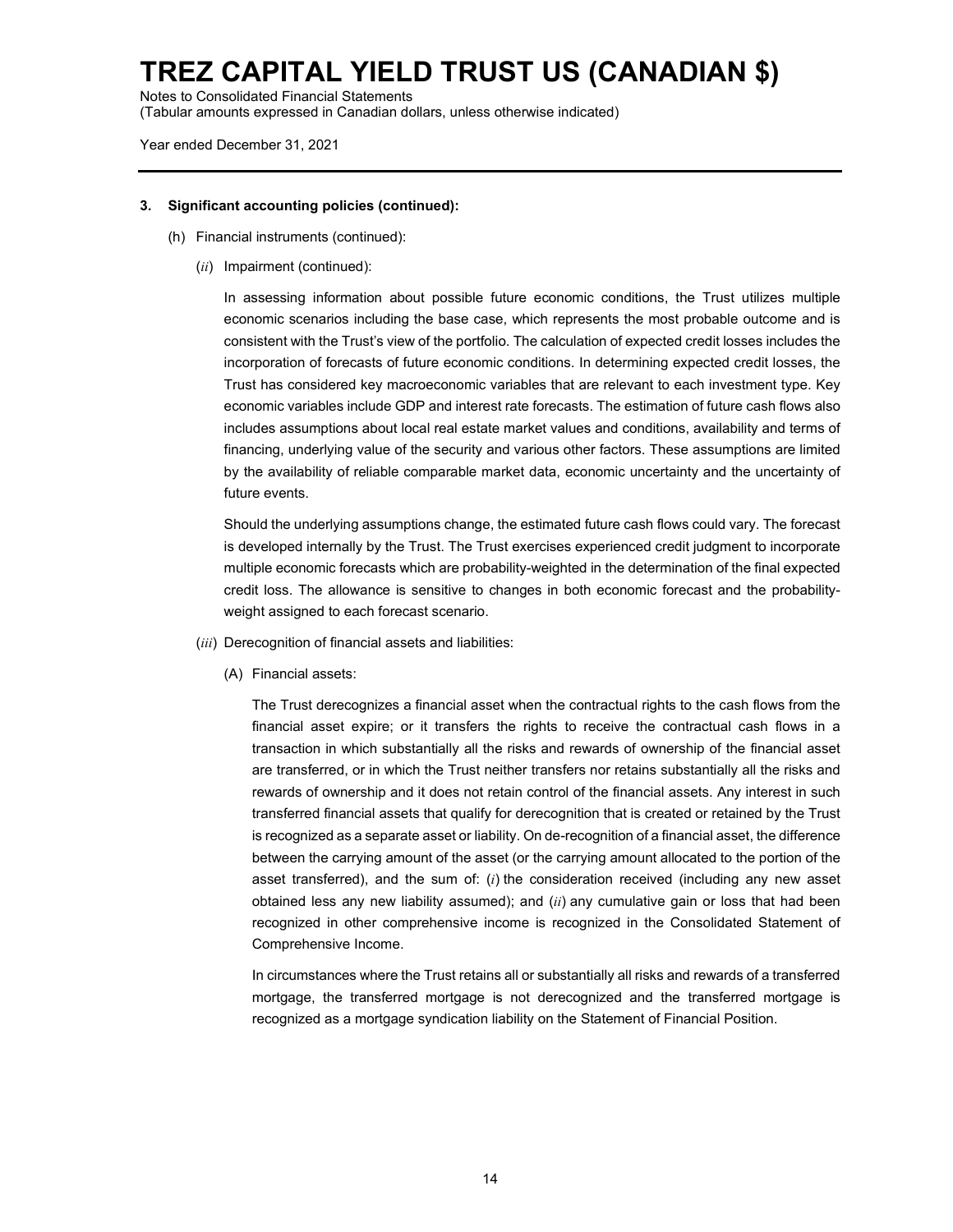### 3. Significant accounting policies (continued):

(h) Financial instruments (continued):

(*ii*) Impairment (continued):

In assessing information about possible future economic conditions, the Trust utilizes multiple economic scenarios including the base case, which represents the most probable outcome and is consistent with the Trust's view of the portfolio. The calculation of expected credit losses includes the incorporation of forecasts of future economic conditions. In determining expected credit losses, the Trust has considered key macroeconomic variables that are relevant to each investment type. Key economic variables include GDP and interest rate forecasts. The estimation of future cash flows also includes assumptions about local real estate market values and conditions, availability and terms of financing, underlying value of the security and various other factors. These assumptions are limited by the availability of reliable comparable market data, economic uncertainty and the uncertainty of future events.

Should the underlying assumptions change, the estimated future cash flows could vary. The forecast is developed internally by the Trust. The Trust exercises experienced credit judgment to incorporate multiple economic forecasts which are probability-weighted in the determination of the final expected credit loss. The allowance is sensitive to changes in both economic forecast and the probability-weight assigned to each forecast scenario.

(*iii*) Derecognition of financial assets and liabilities:

(A) Financial assets:

The Trust derecognizes a financial asset when the contractual rights to the cash flows from the financial asset expire; or it transfers the rights to receive the contractual cash flows in a transaction in which substantially all the risks and rewards of ownership of the financial asset are transferred, or in which the Trust neither transfers nor retains substantially all the risks and rewards of ownership and it does not retain control of the financial assets. Any interest in such transferred financial assets that qualify for derecognition that is created or retained by the Trust is recognized as a separate asset or liability. On de-recognition of a financial asset, the difference between the carrying amount of the asset (or the carrying amount allocated to the portion of the asset transferred), and the sum of: (*i*) the consideration received (including any new asset obtained less any new liability assumed); and (*ii*) any cumulative gain or loss that had been recognized in other comprehensive income is recognized in the Consolidated Statement of Comprehensive Income.

In circumstances where the Trust retains all or substantially all risks and rewards of a transferred mortgage, the transferred mortgage is not derecognized and the transferred mortgage is recognized as a mortgage syndication liability on the Statement of Financial Position.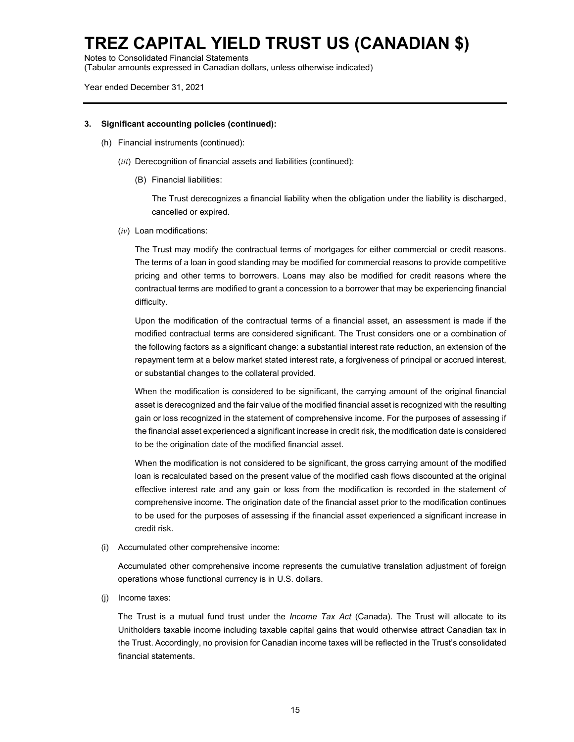# TREZ CAPITAL YIELD TRUST US (CANADIAN $)

Notes to Consolidated Financial Statements
(Tabular amounts expressed in Canadian dollars, unless otherwise indicated)

Year ended December 31, 2021

**3. Significant accounting policies (continued):**

(h) Financial instruments (continued):

(*iii*) Derecognition of financial assets and liabilities (continued):

(B) Financial liabilities:

The Trust derecognizes a financial liability when the obligation under the liability is discharged, cancelled or expired.

(*iv*) Loan modifications:

The Trust may modify the contractual terms of mortgages for either commercial or credit reasons. The terms of a loan in good standing may be modified for commercial reasons to provide competitive pricing and other terms to borrowers. Loans may also be modified for credit reasons where the contractual terms are modified to grant a concession to a borrower that may be experiencing financial difficulty.

Upon the modification of the contractual terms of a financial asset, an assessment is made if the modified contractual terms are considered significant. The Trust considers one or a combination of the following factors as a significant change: a substantial interest rate reduction, an extension of the repayment term at a below market stated interest rate, a forgiveness of principal or accrued interest, or substantial changes to the collateral provided.

When the modification is considered to be significant, the carrying amount of the original financial asset is derecognized and the fair value of the modified financial asset is recognized with the resulting gain or loss recognized in the statement of comprehensive income. For the purposes of assessing if the financial asset experienced a significant increase in credit risk, the modification date is considered to be the origination date of the modified financial asset.

When the modification is not considered to be significant, the gross carrying amount of the modified loan is recalculated based on the present value of the modified cash flows discounted at the original effective interest rate and any gain or loss from the modification is recorded in the statement of comprehensive income. The origination date of the financial asset prior to the modification continues to be used for the purposes of assessing if the financial asset experienced a significant increase in credit risk.

(i) Accumulated other comprehensive income:

Accumulated other comprehensive income represents the cumulative translation adjustment of foreign operations whose functional currency is in U.S. dollars.

(j) Income taxes:

The Trust is a mutual fund trust under the *Income Tax Act* (Canada). The Trust will allocate to its Unitholders taxable income including taxable capital gains that would otherwise attract Canadian tax in the Trust. Accordingly, no provision for Canadian income taxes will be reflected in the Trust's consolidated financial statements.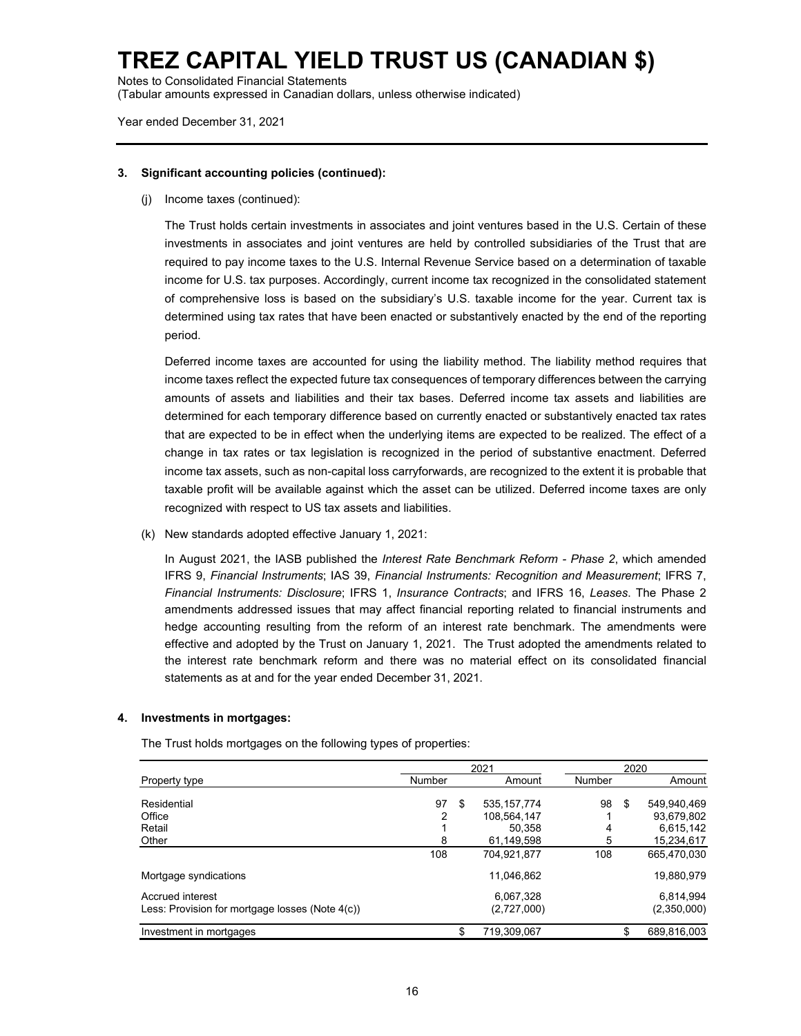# TREZ CAPITAL YIELD TRUST US (CANADIAN $)

Notes to Consolidated Financial Statements
(Tabular amounts expressed in Canadian dollars, unless otherwise indicated)

Year ended December 31, 2021

**3. Significant accounting policies (continued):**

(j) Income taxes (continued):

The Trust holds certain investments in associates and joint ventures based in the U.S. Certain of these investments in associates and joint ventures are held by controlled subsidiaries of the Trust that are required to pay income taxes to the U.S. Internal Revenue Service based on a determination of taxable income for U.S. tax purposes. Accordingly, current income tax recognized in the consolidated statement of comprehensive loss is based on the subsidiary's U.S. taxable income for the year. Current tax is determined using tax rates that have been enacted or substantively enacted by the end of the reporting period.

Deferred income taxes are accounted for using the liability method. The liability method requires that income taxes reflect the expected future tax consequences of temporary differences between the carrying amounts of assets and liabilities and their tax bases. Deferred income tax assets and liabilities are determined for each temporary difference based on currently enacted or substantively enacted tax rates that are expected to be in effect when the underlying items are expected to be realized. The effect of a change in tax rates or tax legislation is recognized in the period of substantive enactment. Deferred income tax assets, such as non-capital loss carryforwards, are recognized to the extent it is probable that taxable profit will be available against which the asset can be utilized. Deferred income taxes are only recognized with respect to US tax assets and liabilities.

(k) New standards adopted effective January 1, 2021:

In August 2021, the IASB published the *Interest Rate Benchmark Reform - Phase 2*, which amended IFRS 9, *Financial Instruments*; IAS 39, *Financial Instruments: Recognition and Measurement*; IFRS 7, *Financial Instruments: Disclosure*; IFRS 1, *Insurance Contracts*; and IFRS 16, *Leases*. The Phase 2 amendments addressed issues that may affect financial reporting related to financial instruments and hedge accounting resulting from the reform of an interest rate benchmark. The amendments were effective and adopted by the Trust on January 1, 2021. The Trust adopted the amendments related to the interest rate benchmark reform and there was no material effect on its consolidated financial statements as at and for the year ended December 31, 2021.

**4. Investments in mortgages:**

The Trust holds mortgages on the following types of properties:

| | 2021 | | 2020 | |
|---|---|---|---|---|
| Property type | Number | Amount | Number | Amount |
| Residential | 97 | $ 535,157,774 | 98 | $ 549,940,469 |
| Office | 2 | 108,564,147 | 1 | 93,679,802 |
| Retail | 1 | 50,358 | 4 | 6,615,142 |
| Other | 8 | 61,149,598 | 5 | 15,234,617 |
| | 108 | 704,921,877 | 108 | 665,470,030 |
| Mortgage syndications | | 11,046,862 | | 19,880,979 |
| Accrued interest | | 6,067,328 | | 6,814,994 |
| Less: Provision for mortgage losses (Note 4(c)) | | (2,727,000) | | (2,350,000) |
| Investment in mortgages | | $ 719,309,067 | | $ 689,816,003 |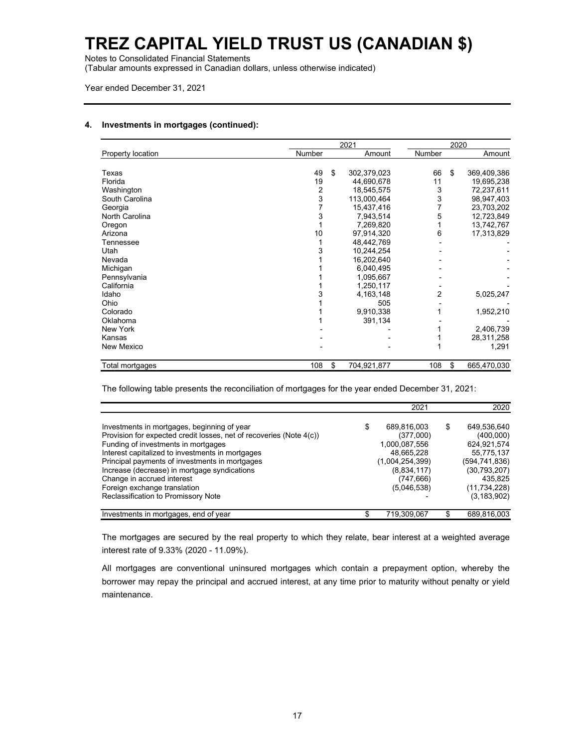# TREZ CAPITAL YIELD TRUST US (CANADIAN $)

Notes to Consolidated Financial Statements
(Tabular amounts expressed in Canadian dollars, unless otherwise indicated)

Year ended December 31, 2021

## 4. Investments in mortgages (continued):

| | 2021 | | 2020 | |
|---|---|---|---|---|
| Property location | Number | Amount | Number | Amount |
| Texas | 49 | $ 302,379,023 | 66 | $ 369,409,386 |
| Florida | 19 | 44,690,678 | 11 | 19,695,238 |
| Washington | 2 | 18,545,575 | 3 | 72,237,611 |
| South Carolina | 3 | 113,000,464 | 3 | 98,947,403 |
| Georgia | 7 | 15,437,416 | 7 | 23,703,202 |
| North Carolina | 3 | 7,943,514 | 5 | 12,723,849 |
| Oregon | 1 | 7,269,820 | 1 | 13,742,767 |
| Arizona | 10 | 97,914,320 | 6 | 17,313,829 |
| Tennessee | 1 | 48,442,769 | - | - |
| Utah | 3 | 10,244,254 | - | - |
| Nevada | 1 | 16,202,640 | - | - |
| Michigan | 1 | 6,040,495 | - | - |
| Pennsylvania | 1 | 1,095,667 | - | - |
| California | 1 | 1,250,117 | - | - |
| Idaho | 3 | 4,163,148 | 2 | 5,025,247 |
| Ohio | 1 | 505 | - | - |
| Colorado | 1 | 9,910,338 | 1 | 1,952,210 |
| Oklahoma | 1 | 391,134 | - | - |
| New York | - | - | 1 | 2,406,739 |
| Kansas | - | - | 1 | 28,311,258 |
| New Mexico | - | - | 1 | 1,291 |
| Total mortgages | 108 | $ 704,921,877 | 108 | $ 665,470,030 |

The following table presents the reconciliation of mortgages for the year ended December 31, 2021:

| | 2021 | 2020 |
|---|---|---|
| Investments in mortgages, beginning of year | $ 689,816,003 | $ 649,536,640 |
| Provision for expected credit losses, net of recoveries (Note 4(c)) | (377,000) | (400,000) |
| Funding of investments in mortgages | 1,000,087,556 | 624,921,574 |
| Interest capitalized to investments in mortgages | 48,665,228 | 55,775,137 |
| Principal payments of investments in mortgages | (1,004,254,399) | (594,741,836) |
| Increase (decrease) in mortgage syndications | (8,834,117) | (30,793,207) |
| Change in accrued interest | (747,666) | 435,825 |
| Foreign exchange translation | (5,046,538) | (11,734,228) |
| Reclassification to Promissory Note | - | (3,183,902) |
| Investments in mortgages, end of year | $ 719,309,067 | $ 689,816,003 |

The mortgages are secured by the real property to which they relate, bear interest at a weighted average interest rate of 9.33% (2020 - 11.09%).

All mortgages are conventional uninsured mortgages which contain a prepayment option, whereby the borrower may repay the principal and accrued interest, at any time prior to maturity without penalty or yield maintenance.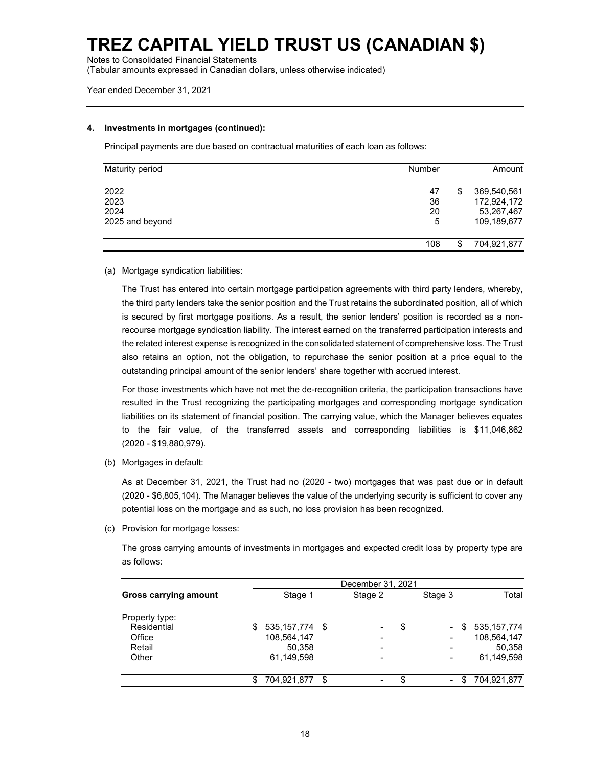# TREZ CAPITAL YIELD TRUST US (CANADIAN $)

Notes to Consolidated Financial Statements
(Tabular amounts expressed in Canadian dollars, unless otherwise indicated)

Year ended December 31, 2021

**4. Investments in mortgages (continued):**

Principal payments are due based on contractual maturities of each loan as follows:

| Maturity period | Number | Amount |
|---|---|---|
| 2022 | 47 | $ 369,540,561 |
| 2023 | 36 | 172,924,172 |
| 2024 | 20 | 53,267,467 |
| 2025 and beyond | 5 | 109,189,677 |
| | 108 | $ 704,921,877 |

(a) Mortgage syndication liabilities:

The Trust has entered into certain mortgage participation agreements with third party lenders, whereby, the third party lenders take the senior position and the Trust retains the subordinated position, all of which is secured by first mortgage positions. As a result, the senior lenders' position is recorded as a non-recourse mortgage syndication liability. The interest earned on the transferred participation interests and the related interest expense is recognized in the consolidated statement of comprehensive loss. The Trust also retains an option, not the obligation, to repurchase the senior position at a price equal to the outstanding principal amount of the senior lenders' share together with accrued interest.

For those investments which have not met the de-recognition criteria, the participation transactions have resulted in the Trust recognizing the participating mortgages and corresponding mortgage syndication liabilities on its statement of financial position. The carrying value, which the Manager believes equates to the fair value, of the transferred assets and corresponding liabilities is $11,046,862 (2020 - $19,880,979).

(b) Mortgages in default:

As at December 31, 2021, the Trust had no (2020 - two) mortgages that was past due or in default (2020 - $6,805,104). The Manager believes the value of the underlying security is sufficient to cover any potential loss on the mortgage and as such, no loss provision has been recognized.

(c) Provision for mortgage losses:

The gross carrying amounts of investments in mortgages and expected credit loss by property type are as follows:

| | December 31, 2021 | | | |
|---|---|---|---|---|
| **Gross carrying amount** | Stage 1 | Stage 2 | Stage 3 | Total |
| Property type: | | | | |
| Residential | $ 535,157,774 | $ - | $ - | $ 535,157,774 |
| Office | 108,564,147 | - | - | 108,564,147 |
| Retail | 50,358 | - | - | 50,358 |
| Other | 61,149,598 | - | - | 61,149,598 |
| | $ 704,921,877 | $ - | $ - | $ 704,921,877 |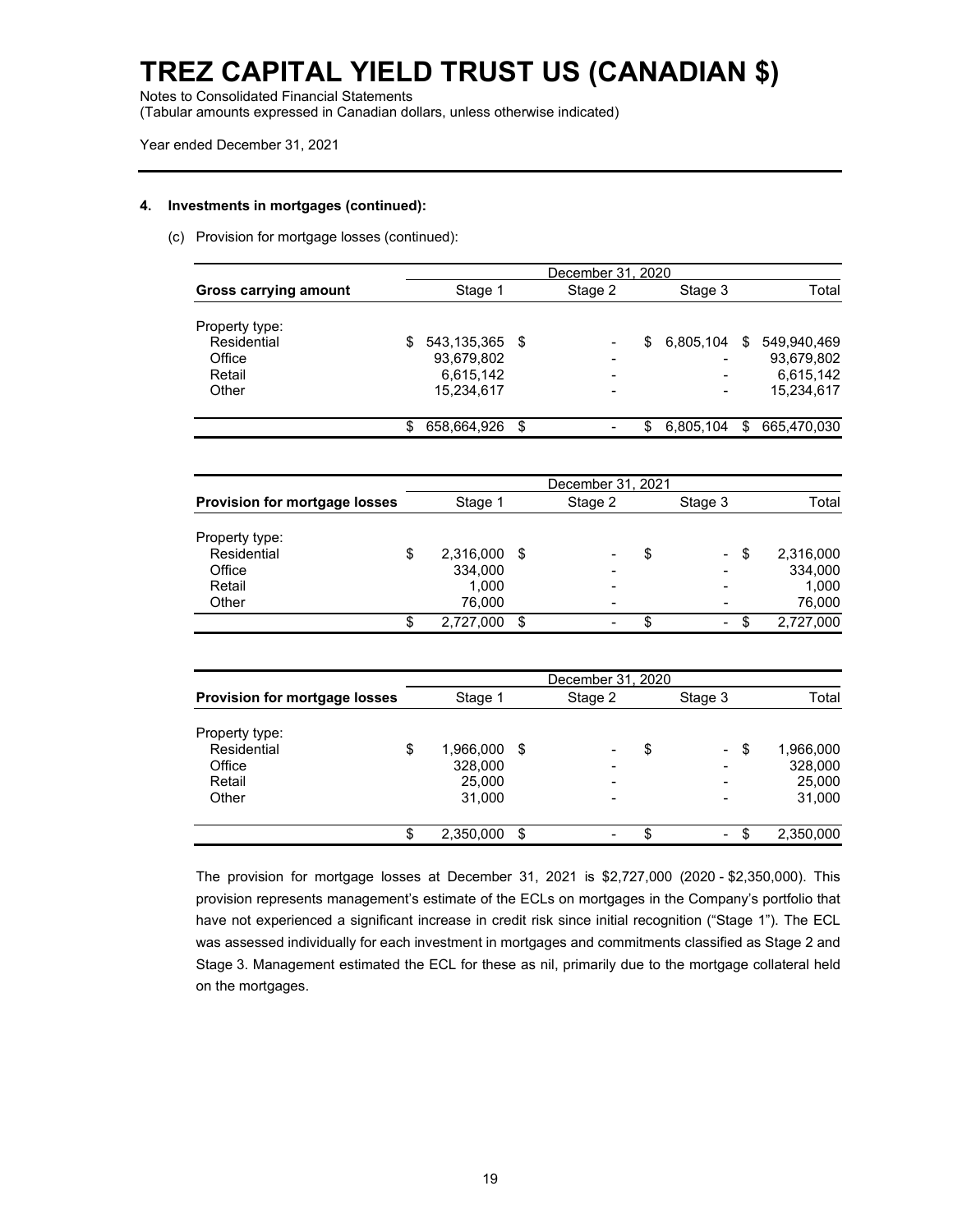**4. Investments in mortgages (continued):**

(c) Provision for mortgage losses (continued):

| | December 31, 2020 | | | |
|---|---|---|---|---|
| **Gross carrying amount** | Stage 1 | Stage 2 | Stage 3 | Total |
| Property type: | | | | |
| Residential | $ 543,135,365 | $ - | $ 6,805,104 | $ 549,940,469 |
| Office | 93,679,802 | - | - | 93,679,802 |
| Retail | 6,615,142 | - | - | 6,615,142 |
| Other | 15,234,617 | - | - | 15,234,617 |
| | $ 658,664,926 | $ - | $ 6,805,104 | $ 665,470,030 |

| | December 31, 2021 | | | |
|---|---|---|---|---|
| **Provision for mortgage losses** | Stage 1 | Stage 2 | Stage 3 | Total |
| Property type: | | | | |
| Residential | $ 2,316,000 | $ - | $ - | $ 2,316,000 |
| Office | 334,000 | - | - | 334,000 |
| Retail | 1,000 | - | - | 1,000 |
| Other | 76,000 | - | - | 76,000 |
| | $ 2,727,000 | $ - | $ - | $ 2,727,000 |

| | December 31, 2020 | | | |
|---|---|---|---|---|
| **Provision for mortgage losses** | Stage 1 | Stage 2 | Stage 3 | Total |
| Property type: | | | | |
| Residential | $ 1,966,000 | $ - | $ - | $ 1,966,000 |
| Office | 328,000 | - | - | 328,000 |
| Retail | 25,000 | - | - | 25,000 |
| Other | 31,000 | - | - | 31,000 |
| | $ 2,350,000 | $ - | $ - | $ 2,350,000 |

The provision for mortgage losses at December 31, 2021 is $2,727,000 (2020 - $2,350,000). This provision represents management's estimate of the ECLs on mortgages in the Company's portfolio that have not experienced a significant increase in credit risk since initial recognition ("Stage 1"). The ECL was assessed individually for each investment in mortgages and commitments classified as Stage 2 and Stage 3. Management estimated the ECL for these as nil, primarily due to the mortgage collateral held on the mortgages.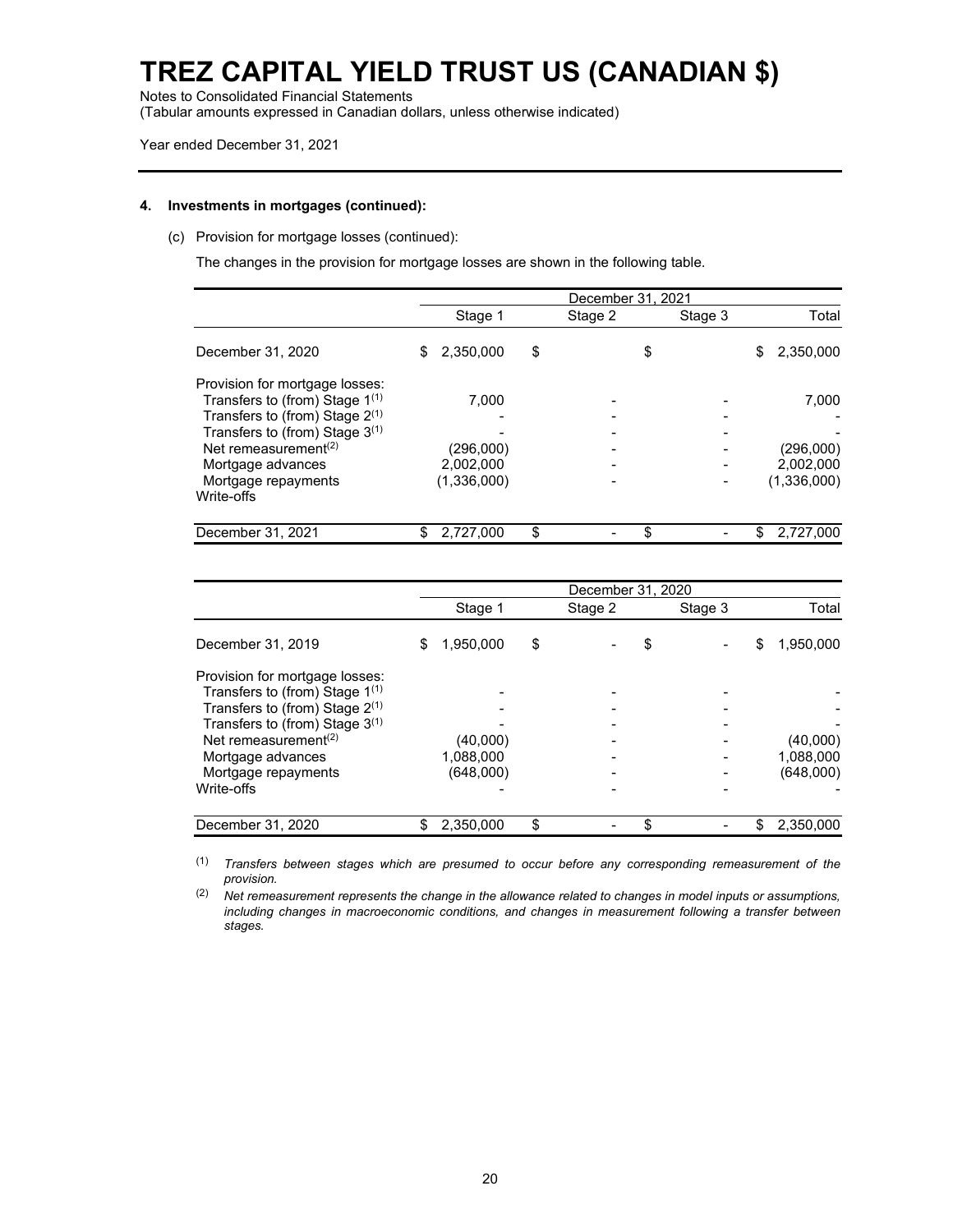**4. Investments in mortgages (continued):**

(c) Provision for mortgage losses (continued):

The changes in the provision for mortgage losses are shown in the following table.

| | December 31, 2021 | | | |
|---|---|---|---|---|
| | Stage 1 | Stage 2 | Stage 3 | Total |
| December 31, 2020 | $ 2,350,000 | $ | $ | $ 2,350,000 |
| Provision for mortgage losses: | | | | |
| Transfers to (from) Stage 1[(1)] | 7,000 | - | - | 7,000 |
| Transfers to (from) Stage 2[(1)] | - | - | - | - |
| Transfers to (from) Stage 3[(1)] | - | - | - | - |
| Net remeasurement[(2)] | (296,000) | - | - | (296,000) |
| Mortgage advances | 2,002,000 | - | - | 2,002,000 |
| Mortgage repayments | (1,336,000) | - | - | (1,336,000) |
| Write-offs | | | | |
| December 31, 2021 | $ 2,727,000 | $ - | $ - | $ 2,727,000 |

| | December 31, 2020 | | | |
|---|---|---|---|---|
| | Stage 1 | Stage 2 | Stage 3 | Total |
| December 31, 2019 | $ 1,950,000 | $ - | $ - | $ 1,950,000 |
| Provision for mortgage losses: | | | | |
| Transfers to (from) Stage 1[(1)] | - | - | - | - |
| Transfers to (from) Stage 2[(1)] | - | - | - | - |
| Transfers to (from) Stage 3[(1)] | - | - | - | - |
| Net remeasurement[(2)] | (40,000) | - | - | (40,000) |
| Mortgage advances | 1,088,000 | - | - | 1,088,000 |
| Mortgage repayments | (648,000) | - | - | (648,000) |
| Write-offs | - | - | - | - |
| December 31, 2020 | $ 2,350,000 | $ - | $ - | $ 2,350,000 |

(1) *Transfers between stages which are presumed to occur before any corresponding remeasurement of the provision.*

(2) *Net remeasurement represents the change in the allowance related to changes in model inputs or assumptions, including changes in macroeconomic conditions, and changes in measurement following a transfer between stages.*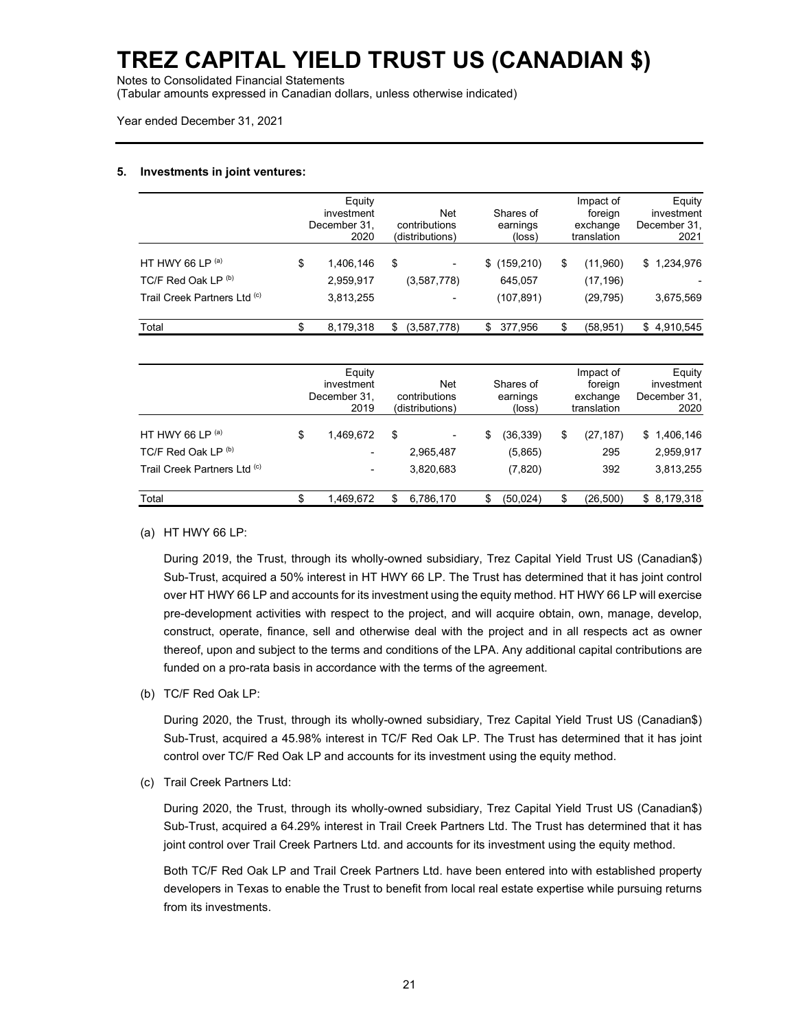# TREZ CAPITAL YIELD TRUST US (CANADIAN $)

Notes to Consolidated Financial Statements
(Tabular amounts expressed in Canadian dollars, unless otherwise indicated)

Year ended December 31, 2021

## 5. Investments in joint ventures:

| | Equity investment December 31, 2020 | Net contributions (distributions) | Shares of earnings (loss) | Impact of foreign exchange translation | Equity investment December 31, 2021 |
|---|---|---|---|---|---|
| HT HWY 66 LP [(a)] | $ 1,406,146 | $ - | $ (159,210) | $ (11,960) | $ 1,234,976 |
| TC/F Red Oak LP [(b)] | 2,959,917 | (3,587,778) | 645,057 | (17,196) | - |
| Trail Creek Partners Ltd [(c)] | 3,813,255 | - | (107,891) | (29,795) | 3,675,569 |
| Total | $ 8,179,318 | $ (3,587,778) | $ 377,956 | $ (58,951) | $ 4,910,545 |

| | Equity investment December 31, 2019 | Net contributions (distributions) | Shares of earnings (loss) | Impact of foreign exchange translation | Equity investment December 31, 2020 |
|---|---|---|---|---|---|
| HT HWY 66 LP [(a)] | $ 1,469,672 | $ - | $ (36,339) | $ (27,187) | $ 1,406,146 |
| TC/F Red Oak LP [(b)] | - | 2,965,487 | (5,865) | 295 | 2,959,917 |
| Trail Creek Partners Ltd [(c)] | - | 3,820,683 | (7,820) | 392 | 3,813,255 |
| Total | $ 1,469,672 | $ 6,786,170 | $ (50,024) | $ (26,500) | $ 8,179,318 |

(a) HT HWY 66 LP:

During 2019, the Trust, through its wholly-owned subsidiary, Trez Capital Yield Trust US (Canadian$) Sub-Trust, acquired a 50% interest in HT HWY 66 LP. The Trust has determined that it has joint control over HT HWY 66 LP and accounts for its investment using the equity method. HT HWY 66 LP will exercise pre-development activities with respect to the project, and will acquire obtain, own, manage, develop, construct, operate, finance, sell and otherwise deal with the project and in all respects act as owner thereof, upon and subject to the terms and conditions of the LPA. Any additional capital contributions are funded on a pro-rata basis in accordance with the terms of the agreement.

(b) TC/F Red Oak LP:

During 2020, the Trust, through its wholly-owned subsidiary, Trez Capital Yield Trust US (Canadian$) Sub-Trust, acquired a 45.98% interest in TC/F Red Oak LP. The Trust has determined that it has joint control over TC/F Red Oak LP and accounts for its investment using the equity method.

(c) Trail Creek Partners Ltd:

During 2020, the Trust, through its wholly-owned subsidiary, Trez Capital Yield Trust US (Canadian$) Sub-Trust, acquired a 64.29% interest in Trail Creek Partners Ltd. The Trust has determined that it has joint control over Trail Creek Partners Ltd. and accounts for its investment using the equity method.

Both TC/F Red Oak LP and Trail Creek Partners Ltd. have been entered into with established property developers in Texas to enable the Trust to benefit from local real estate expertise while pursuing returns from its investments.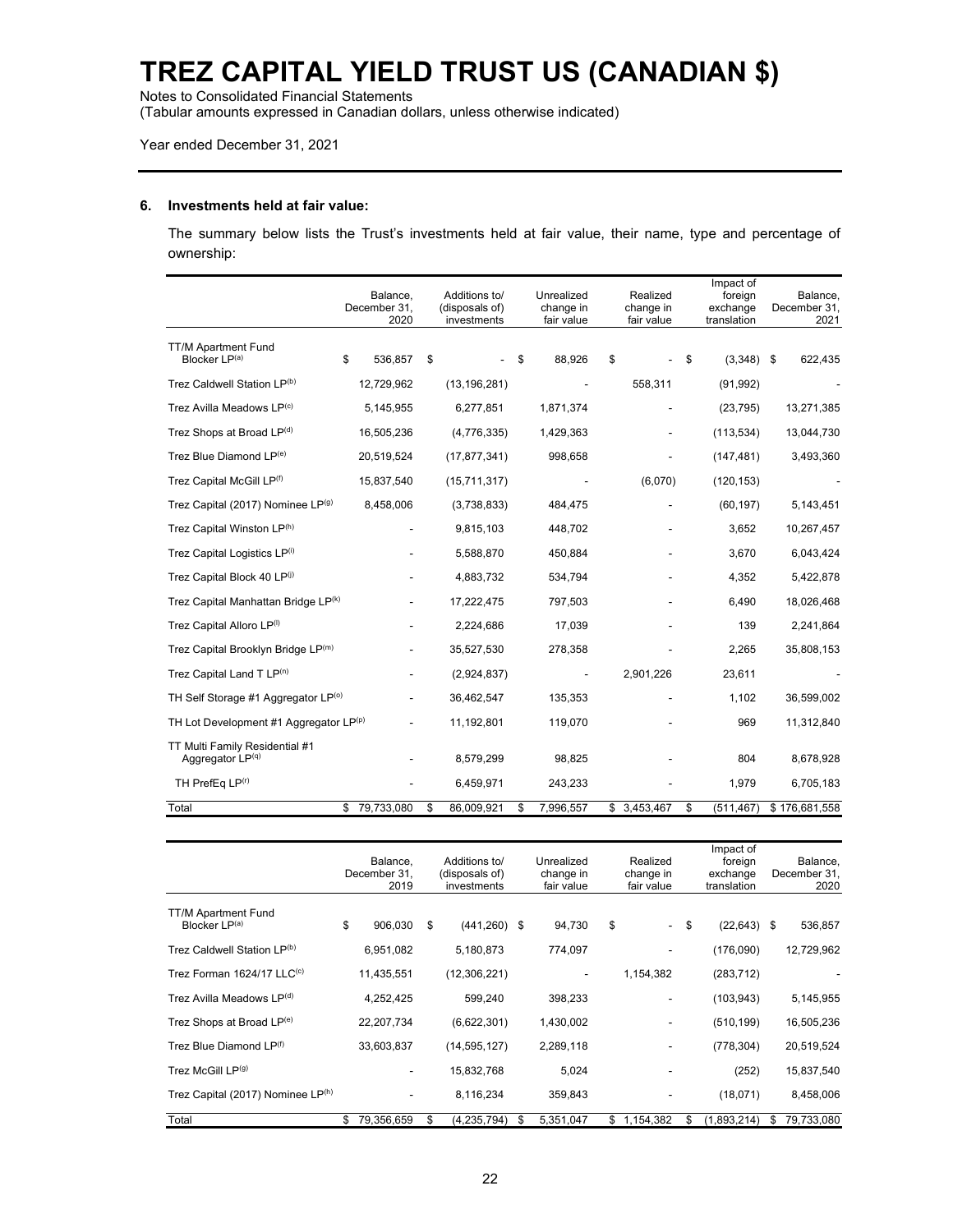# TREZ CAPITAL YIELD TRUST US (CANADIAN $)

Notes to Consolidated Financial Statements
(Tabular amounts expressed in Canadian dollars, unless otherwise indicated)

Year ended December 31, 2021

### 6. Investments held at fair value:

The summary below lists the Trust's investments held at fair value, their name, type and percentage of ownership:

| | Balance, December 31, 2020 | Additions to/ (disposals of) investments | Unrealized change in fair value | Realized change in fair value | Impact of foreign exchange translation | Balance, December 31, 2021 |
|---|---|---|---|---|---|---|
| TT/M Apartment Fund Blocker LP[(a)] | $ 536,857 | $ - | $ 88,926 | $ - | $ (3,348) | $ 622,435 |
| Trez Caldwell Station LP[(b)] | 12,729,962 | (13,196,281) | - | 558,311 | (91,992) | - |
| Trez Avilla Meadows LP[(c)] | 5,145,955 | 6,277,851 | 1,871,374 | - | (23,795) | 13,271,385 |
| Trez Shops at Broad LP[(d)] | 16,505,236 | (4,776,335) | 1,429,363 | - | (113,534) | 13,044,730 |
| Trez Blue Diamond LP[(e)] | 20,519,524 | (17,877,341) | 998,658 | - | (147,481) | 3,493,360 |
| Trez Capital McGill LP[(f)] | 15,837,540 | (15,711,317) | - | (6,070) | (120,153) | - |
| Trez Capital (2017) Nominee LP[(g)] | 8,458,006 | (3,738,833) | 484,475 | - | (60,197) | 5,143,451 |
| Trez Capital Winston LP[(h)] | - | 9,815,103 | 448,702 | - | 3,652 | 10,267,457 |
| Trez Capital Logistics LP[(i)] | - | 5,588,870 | 450,884 | - | 3,670 | 6,043,424 |
| Trez Capital Block 40 LP[(j)] | - | 4,883,732 | 534,794 | - | 4,352 | 5,422,878 |
| Trez Capital Manhattan Bridge LP[(k)] | - | 17,222,475 | 797,503 | - | 6,490 | 18,026,468 |
| Trez Capital Alloro LP[(l)] | - | 2,224,686 | 17,039 | - | 139 | 2,241,864 |
| Trez Capital Brooklyn Bridge LP[(m)] | - | 35,527,530 | 278,358 | - | 2,265 | 35,808,153 |
| Trez Capital Land T LP[(n)] | - | (2,924,837) | - | 2,901,226 | 23,611 | - |
| TH Self Storage #1 Aggregator LP[(o)] | - | 36,462,547 | 135,353 | - | 1,102 | 36,599,002 |
| TH Lot Development #1 Aggregator LP[(p)] | - | 11,192,801 | 119,070 | - | 969 | 11,312,840 |
| TT Multi Family Residential #1 Aggregator LP[(q)] | - | 8,579,299 | 98,825 | - | 804 | 8,678,928 |
| TH PrefEq LP[(r)] | - | 6,459,971 | 243,233 | - | 1,979 | 6,705,183 |
| Total | $ 79,733,080 | $ 86,009,921 | $ 7,996,557 | $ 3,453,467 | $ (511,467) | $ 176,681,558 |

| | Balance, December 31, 2019 | Additions to/ (disposals of) investments | Unrealized change in fair value | Realized change in fair value | Impact of foreign exchange translation | Balance, December 31, 2020 |
|---|---|---|---|---|---|---|
| TT/M Apartment Fund Blocker LP[(a)] | $ 906,030 | $ (441,260) | $ 94,730 | $ - | $ (22,643) | $ 536,857 |
| Trez Caldwell Station LP[(b)] | 6,951,082 | 5,180,873 | 774,097 | - | (176,090) | 12,729,962 |
| Trez Forman 1624/17 LLC[(c)] | 11,435,551 | (12,306,221) | - | 1,154,382 | (283,712) | - |
| Trez Avilla Meadows LP[(d)] | 4,252,425 | 599,240 | 398,233 | - | (103,943) | 5,145,955 |
| Trez Shops at Broad LP[(e)] | 22,207,734 | (6,622,301) | 1,430,002 | - | (510,199) | 16,505,236 |
| Trez Blue Diamond LP[(f)] | 33,603,837 | (14,595,127) | 2,289,118 | - | (778,304) | 20,519,524 |
| Trez McGill LP[(g)] | - | 15,832,768 | 5,024 | - | (252) | 15,837,540 |
| Trez Capital (2017) Nominee LP[(h)] | - | 8,116,234 | 359,843 | - | (18,071) | 8,458,006 |
| Total | $ 79,356,659 | $ (4,235,794) | $ 5,351,047 | $ 1,154,382 | $ (1,893,214) | $ 79,733,080 |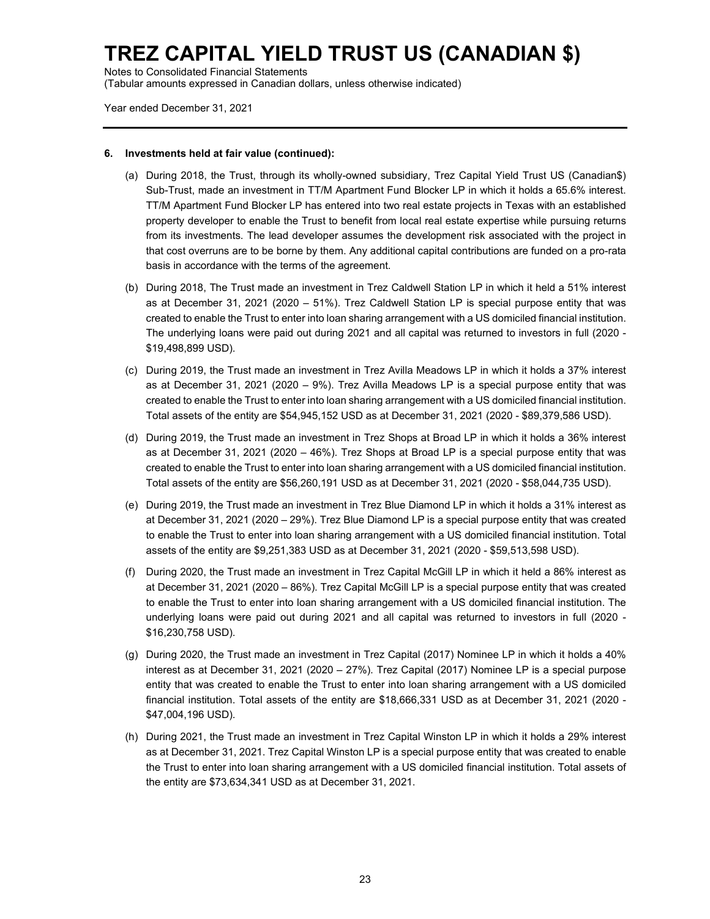**6. Investments held at fair value (continued):**

(a) During 2018, the Trust, through its wholly-owned subsidiary, Trez Capital Yield Trust US (Canadian$) Sub-Trust, made an investment in TT/M Apartment Fund Blocker LP in which it holds a 65.6% interest. TT/M Apartment Fund Blocker LP has entered into two real estate projects in Texas with an established property developer to enable the Trust to benefit from local real estate expertise while pursuing returns from its investments. The lead developer assumes the development risk associated with the project in that cost overruns are to be borne by them. Any additional capital contributions are funded on a pro-rata basis in accordance with the terms of the agreement.

(b) During 2018, The Trust made an investment in Trez Caldwell Station LP in which it held a 51% interest as at December 31, 2021 (2020 – 51%). Trez Caldwell Station LP is special purpose entity that was created to enable the Trust to enter into loan sharing arrangement with a US domiciled financial institution. The underlying loans were paid out during 2021 and all capital was returned to investors in full (2020 - $19,498,899 USD).

(c) During 2019, the Trust made an investment in Trez Avilla Meadows LP in which it holds a 37% interest as at December 31, 2021 (2020 – 9%). Trez Avilla Meadows LP is a special purpose entity that was created to enable the Trust to enter into loan sharing arrangement with a US domiciled financial institution. Total assets of the entity are $54,945,152 USD as at December 31, 2021 (2020 - $89,379,586 USD).

(d) During 2019, the Trust made an investment in Trez Shops at Broad LP in which it holds a 36% interest as at December 31, 2021 (2020 – 46%). Trez Shops at Broad LP is a special purpose entity that was created to enable the Trust to enter into loan sharing arrangement with a US domiciled financial institution. Total assets of the entity are $56,260,191 USD as at December 31, 2021 (2020 - $58,044,735 USD).

(e) During 2019, the Trust made an investment in Trez Blue Diamond LP in which it holds a 31% interest as at December 31, 2021 (2020 – 29%). Trez Blue Diamond LP is a special purpose entity that was created to enable the Trust to enter into loan sharing arrangement with a US domiciled financial institution. Total assets of the entity are $9,251,383 USD as at December 31, 2021 (2020 - $59,513,598 USD).

(f) During 2020, the Trust made an investment in Trez Capital McGill LP in which it held a 86% interest as at December 31, 2021 (2020 – 86%). Trez Capital McGill LP is a special purpose entity that was created to enable the Trust to enter into loan sharing arrangement with a US domiciled financial institution. The underlying loans were paid out during 2021 and all capital was returned to investors in full (2020 - $16,230,758 USD).

(g) During 2020, the Trust made an investment in Trez Capital (2017) Nominee LP in which it holds a 40% interest as at December 31, 2021 (2020 – 27%). Trez Capital (2017) Nominee LP is a special purpose entity that was created to enable the Trust to enter into loan sharing arrangement with a US domiciled financial institution. Total assets of the entity are $18,666,331 USD as at December 31, 2021 (2020 - $47,004,196 USD).

(h) During 2021, the Trust made an investment in Trez Capital Winston LP in which it holds a 29% interest as at December 31, 2021. Trez Capital Winston LP is a special purpose entity that was created to enable the Trust to enter into loan sharing arrangement with a US domiciled financial institution. Total assets of the entity are $73,634,341 USD as at December 31, 2021.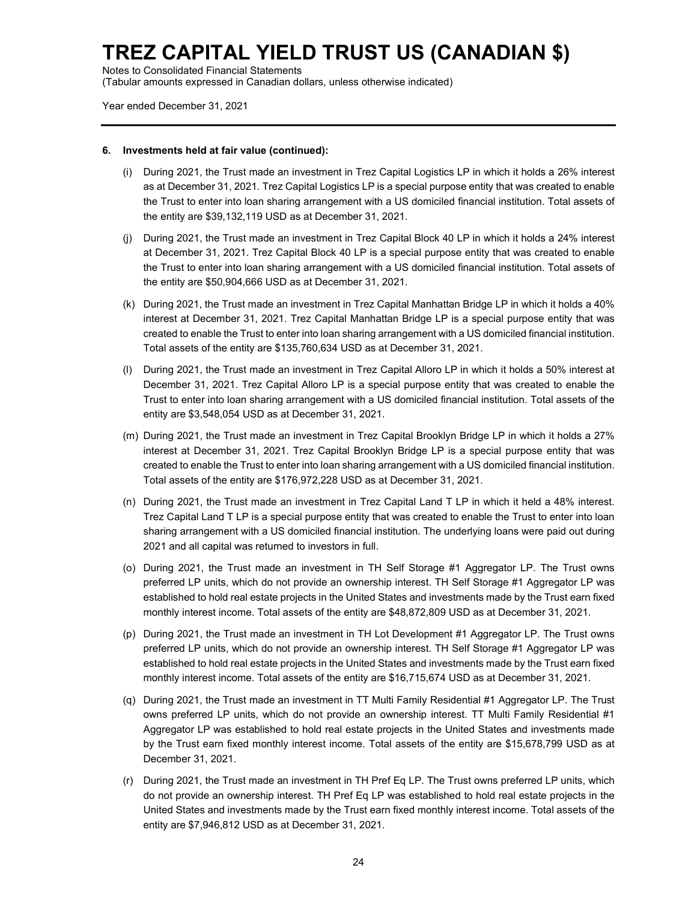# TREZ CAPITAL YIELD TRUST US (CANADIAN $)

Notes to Consolidated Financial Statements
(Tabular amounts expressed in Canadian dollars, unless otherwise indicated)

Year ended December 31, 2021

**6. Investments held at fair value (continued):**

(i) During 2021, the Trust made an investment in Trez Capital Logistics LP in which it holds a 26% interest as at December 31, 2021. Trez Capital Logistics LP is a special purpose entity that was created to enable the Trust to enter into loan sharing arrangement with a US domiciled financial institution. Total assets of the entity are $39,132,119 USD as at December 31, 2021.

(j) During 2021, the Trust made an investment in Trez Capital Block 40 LP in which it holds a 24% interest at December 31, 2021. Trez Capital Block 40 LP is a special purpose entity that was created to enable the Trust to enter into loan sharing arrangement with a US domiciled financial institution. Total assets of the entity are $50,904,666 USD as at December 31, 2021.

(k) During 2021, the Trust made an investment in Trez Capital Manhattan Bridge LP in which it holds a 40% interest at December 31, 2021. Trez Capital Manhattan Bridge LP is a special purpose entity that was created to enable the Trust to enter into loan sharing arrangement with a US domiciled financial institution. Total assets of the entity are $135,760,634 USD as at December 31, 2021.

(l) During 2021, the Trust made an investment in Trez Capital Alloro LP in which it holds a 50% interest at December 31, 2021. Trez Capital Alloro LP is a special purpose entity that was created to enable the Trust to enter into loan sharing arrangement with a US domiciled financial institution. Total assets of the entity are $3,548,054 USD as at December 31, 2021.

(m) During 2021, the Trust made an investment in Trez Capital Brooklyn Bridge LP in which it holds a 27% interest at December 31, 2021. Trez Capital Brooklyn Bridge LP is a special purpose entity that was created to enable the Trust to enter into loan sharing arrangement with a US domiciled financial institution. Total assets of the entity are $176,972,228 USD as at December 31, 2021.

(n) During 2021, the Trust made an investment in Trez Capital Land T LP in which it held a 48% interest. Trez Capital Land T LP is a special purpose entity that was created to enable the Trust to enter into loan sharing arrangement with a US domiciled financial institution. The underlying loans were paid out during 2021 and all capital was returned to investors in full.

(o) During 2021, the Trust made an investment in TH Self Storage #1 Aggregator LP. The Trust owns preferred LP units, which do not provide an ownership interest. TH Self Storage #1 Aggregator LP was established to hold real estate projects in the United States and investments made by the Trust earn fixed monthly interest income. Total assets of the entity are $48,872,809 USD as at December 31, 2021.

(p) During 2021, the Trust made an investment in TH Lot Development #1 Aggregator LP. The Trust owns preferred LP units, which do not provide an ownership interest. TH Self Storage #1 Aggregator LP was established to hold real estate projects in the United States and investments made by the Trust earn fixed monthly interest income. Total assets of the entity are $16,715,674 USD as at December 31, 2021.

(q) During 2021, the Trust made an investment in TT Multi Family Residential #1 Aggregator LP. The Trust owns preferred LP units, which do not provide an ownership interest. TT Multi Family Residential #1 Aggregator LP was established to hold real estate projects in the United States and investments made by the Trust earn fixed monthly interest income. Total assets of the entity are $15,678,799 USD as at December 31, 2021.

(r) During 2021, the Trust made an investment in TH Pref Eq LP. The Trust owns preferred LP units, which do not provide an ownership interest. TH Pref Eq LP was established to hold real estate projects in the United States and investments made by the Trust earn fixed monthly interest income. Total assets of the entity are $7,946,812 USD as at December 31, 2021.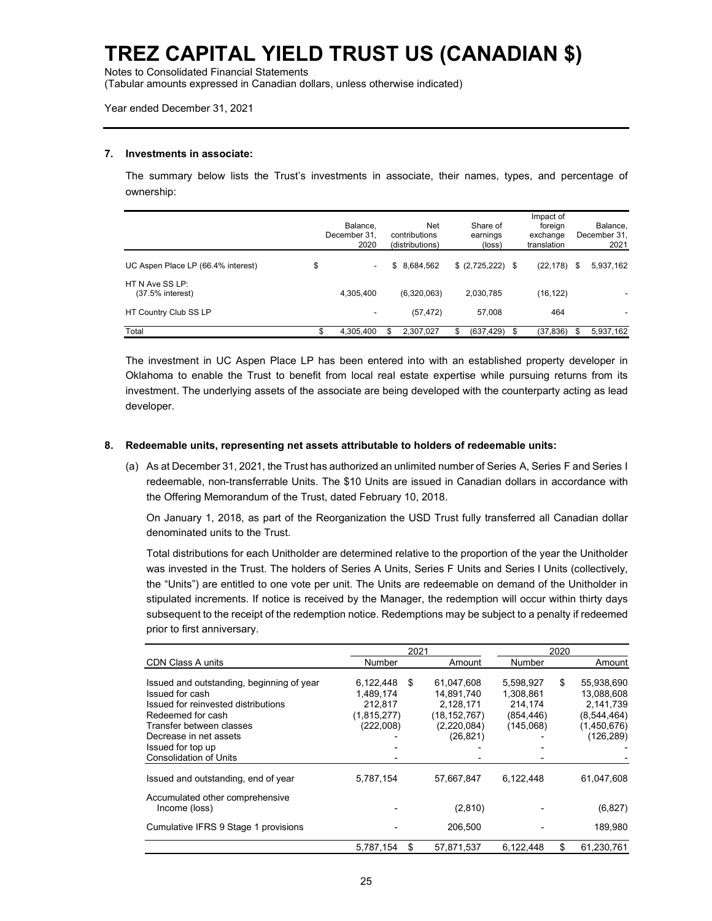# TREZ CAPITAL YIELD TRUST US (CANADIAN $)

Notes to Consolidated Financial Statements
(Tabular amounts expressed in Canadian dollars, unless otherwise indicated)

Year ended December 31, 2021

## 7. Investments in associate:

The summary below lists the Trust's investments in associate, their names, types, and percentage of ownership:

| | Balance, December 31, 2020 | Net contributions (distributions) | Share of earnings (loss) | Impact of foreign exchange translation | Balance, December 31, 2021 |
|---|---|---|---|---|---|
| UC Aspen Place LP (66.4% interest) | $ - | $ 8,684,562 | $ (2,725,222) | $ (22,178) | $ 5,937,162 |
| HT N Ave SS LP: (37.5% interest) | 4,305,400 | (6,320,063) | 2,030,785 | (16,122) | - |
| HT Country Club SS LP | - | (57,472) | 57,008 | 464 | - |
| Total | $ 4,305,400 | $ 2,307,027 | $ (637,429) | $ (37,836) | $ 5,937,162 |

The investment in UC Aspen Place LP has been entered into with an established property developer in Oklahoma to enable the Trust to benefit from local real estate expertise while pursuing returns from its investment. The underlying assets of the associate are being developed with the counterparty acting as lead developer.

## 8. Redeemable units, representing net assets attributable to holders of redeemable units:

(a) As at December 31, 2021, the Trust has authorized an unlimited number of Series A, Series F and Series I redeemable, non-transferrable Units. The $10 Units are issued in Canadian dollars in accordance with the Offering Memorandum of the Trust, dated February 10, 2018.

On January 1, 2018, as part of the Reorganization the USD Trust fully transferred all Canadian dollar denominated units to the Trust.

Total distributions for each Unitholder are determined relative to the proportion of the year the Unitholder was invested in the Trust. The holders of Series A Units, Series F Units and Series I Units (collectively, the "Units") are entitled to one vote per unit. The Units are redeemable on demand of the Unitholder in stipulated increments. If notice is received by the Manager, the redemption will occur within thirty days subsequent to the receipt of the redemption notice. Redemptions may be subject to a penalty if redeemed prior to first anniversary.

| | 2021 | | 2020 | |
|---|---|---|---|---|
| CDN Class A units | Number | Amount | Number | Amount |
| Issued and outstanding, beginning of year | 6,122,448 | $ 61,047,608 | 5,598,927 | $ 55,938,690 |
| Issued for cash | 1,489,174 | 14,891,740 | 1,308,861 | 13,088,608 |
| Issued for reinvested distributions | 212,817 | 2,128,171 | 214,174 | 2,141,739 |
| Redeemed for cash | (1,815,277) | (18,152,767) | (854,446) | (8,544,464) |
| Transfer between classes | (222,008) | (2,220,084) | (145,068) | (1,450,676) |
| Decrease in net assets | - | (26,821) | - | (126,289) |
| Issued for top up | - | - | - | - |
| Consolidation of Units | - | - | - | - |
| Issued and outstanding, end of year | 5,787,154 | 57,667,847 | 6,122,448 | 61,047,608 |
| Accumulated other comprehensive Income (loss) | - | (2,810) | - | (6,827) |
| Cumulative IFRS 9 Stage 1 provisions | - | 206,500 | - | 189,980 |
| | 5,787,154 | $ 57,871,537 | 6,122,448 | $ 61,230,761 |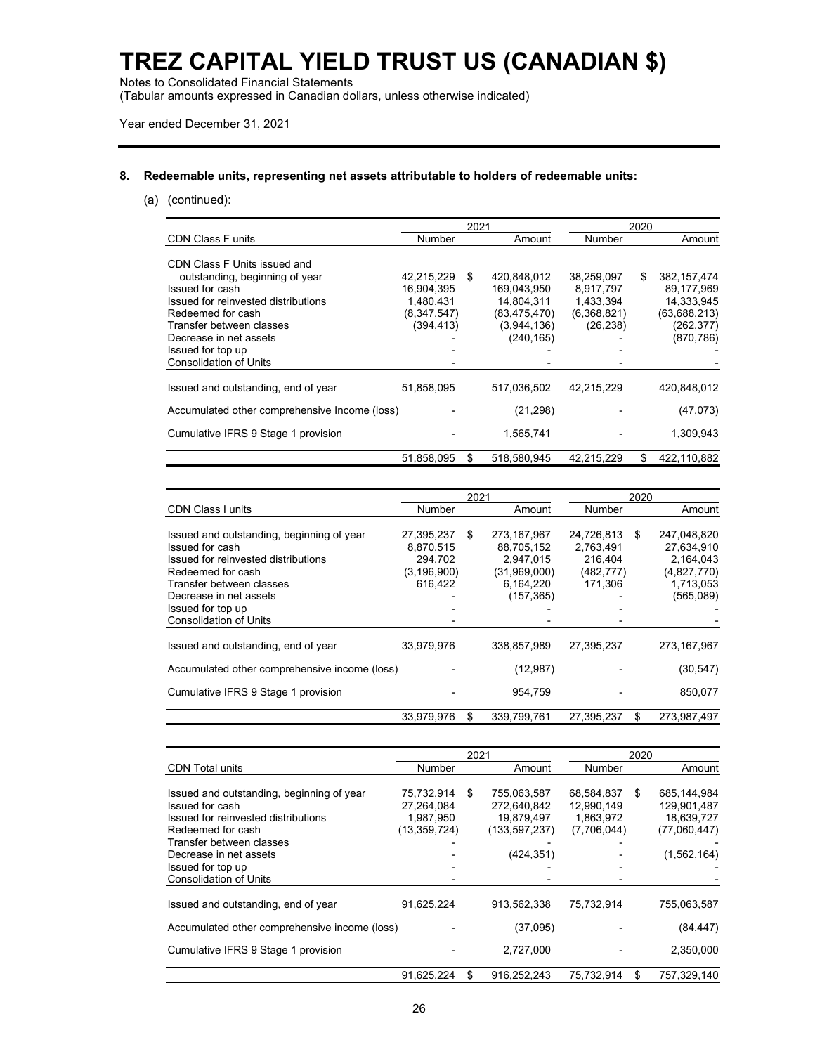# TREZ CAPITAL YIELD TRUST US (CANADIAN $)

Notes to Consolidated Financial Statements
(Tabular amounts expressed in Canadian dollars, unless otherwise indicated)

Year ended December 31, 2021

## 8. Redeemable units, representing net assets attributable to holders of redeemable units:

(a) (continued):

| | 2021 | | 2020 | |
|---|---|---|---|---|
| CDN Class F units | Number | Amount | Number | Amount |
| CDN Class F Units issued and outstanding, beginning of year | 42,215,229 | $ 420,848,012 | 38,259,097 | $ 382,157,474 |
| Issued for cash | 16,904,395 | 169,043,950 | 8,917,797 | 89,177,969 |
| Issued for reinvested distributions | 1,480,431 | 14,804,311 | 1,433,394 | 14,333,945 |
| Redeemed for cash | (8,347,547) | (83,475,470) | (6,368,821) | (63,688,213) |
| Transfer between classes | (394,413) | (3,944,136) | (26,238) | (262,377) |
| Decrease in net assets | - | (240,165) | - | (870,786) |
| Issued for top up | - | - | - | - |
| Consolidation of Units | - | - | - | - |
| Issued and outstanding, end of year | 51,858,095 | 517,036,502 | 42,215,229 | 420,848,012 |
| Accumulated other comprehensive Income (loss) | - | (21,298) | - | (47,073) |
| Cumulative IFRS 9 Stage 1 provision | - | 1,565,741 | - | 1,309,943 |
| | 51,858,095 | $ 518,580,945 | 42,215,229 | $ 422,110,882 |

| | 2021 | | 2020 | |
|---|---|---|---|---|
| CDN Class I units | Number | Amount | Number | Amount |
| Issued and outstanding, beginning of year | 27,395,237 | $ 273,167,967 | 24,726,813 | $ 247,048,820 |
| Issued for cash | 8,870,515 | 88,705,152 | 2,763,491 | 27,634,910 |
| Issued for reinvested distributions | 294,702 | 2,947,015 | 216,404 | 2,164,043 |
| Redeemed for cash | (3,196,900) | (31,969,000) | (482,777) | (4,827,770) |
| Transfer between classes | 616,422 | 6,164,220 | 171,306 | 1,713,053 |
| Decrease in net assets | - | (157,365) | - | (565,089) |
| Issued for top up | - | - | - | - |
| Consolidation of Units | - | - | - | - |
| Issued and outstanding, end of year | 33,979,976 | 338,857,989 | 27,395,237 | 273,167,967 |
| Accumulated other comprehensive income (loss) | - | (12,987) | - | (30,547) |
| Cumulative IFRS 9 Stage 1 provision | - | 954,759 | - | 850,077 |
| | 33,979,976 | $ 339,799,761 | 27,395,237 | $ 273,987,497 |

| | 2021 | | 2020 | |
|---|---|---|---|---|
| CDN Total units | Number | Amount | Number | Amount |
| Issued and outstanding, beginning of year | 75,732,914 | $ 755,063,587 | 68,584,837 | $ 685,144,984 |
| Issued for cash | 27,264,084 | 272,640,842 | 12,990,149 | 129,901,487 |
| Issued for reinvested distributions | 1,987,950 | 19,879,497 | 1,863,972 | 18,639,727 |
| Redeemed for cash | (13,359,724) | (133,597,237) | (7,706,044) | (77,060,447) |
| Transfer between classes | - | - | - | - |
| Decrease in net assets | - | (424,351) | - | (1,562,164) |
| Issued for top up | - | - | - | - |
| Consolidation of Units | - | - | - | - |
| Issued and outstanding, end of year | 91,625,224 | 913,562,338 | 75,732,914 | 755,063,587 |
| Accumulated other comprehensive income (loss) | - | (37,095) | - | (84,447) |
| Cumulative IFRS 9 Stage 1 provision | - | 2,727,000 | - | 2,350,000 |
| | 91,625,224 | $ 916,252,243 | 75,732,914 | $ 757,329,140 |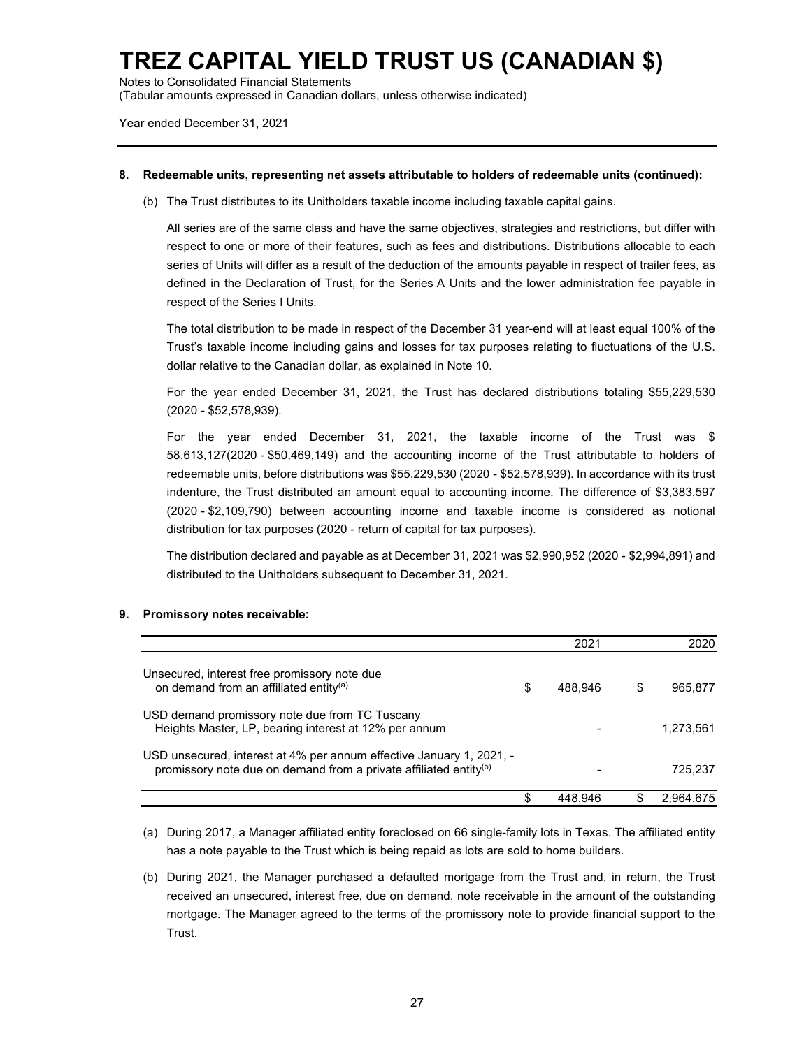# TREZ CAPITAL YIELD TRUST US (CANADIAN $)

Notes to Consolidated Financial Statements
(Tabular amounts expressed in Canadian dollars, unless otherwise indicated)

Year ended December 31, 2021

**8. Redeemable units, representing net assets attributable to holders of redeemable units (continued):**

(b) The Trust distributes to its Unitholders taxable income including taxable capital gains.

All series are of the same class and have the same objectives, strategies and restrictions, but differ with respect to one or more of their features, such as fees and distributions. Distributions allocable to each series of Units will differ as a result of the deduction of the amounts payable in respect of trailer fees, as defined in the Declaration of Trust, for the Series A Units and the lower administration fee payable in respect of the Series I Units.

The total distribution to be made in respect of the December 31 year-end will at least equal 100% of the Trust's taxable income including gains and losses for tax purposes relating to fluctuations of the U.S. dollar relative to the Canadian dollar, as explained in Note 10.

For the year ended December 31, 2021, the Trust has declared distributions totaling $55,229,530 (2020 - $52,578,939).

For the year ended December 31, 2021, the taxable income of the Trust was $ 58,613,127(2020 - $50,469,149) and the accounting income of the Trust attributable to holders of redeemable units, before distributions was $55,229,530 (2020 - $52,578,939). In accordance with its trust indenture, the Trust distributed an amount equal to accounting income. The difference of $3,383,597 (2020 - $2,109,790) between accounting income and taxable income is considered as notional distribution for tax purposes (2020 - return of capital for tax purposes).

The distribution declared and payable as at December 31, 2021 was $2,990,952 (2020 - $2,994,891) and distributed to the Unitholders subsequent to December 31, 2021.

**9. Promissory notes receivable:**

| | 2021 | 2020 |
|---|---|---|
| Unsecured, interest free promissory note due on demand from an affiliated entity[(a)] | $ 488,946 | $ 965,877 |
| USD demand promissory note due from TC Tuscany Heights Master, LP, bearing interest at 12% per annum | - | 1,273,561 |
| USD unsecured, interest at 4% per annum effective January 1, 2021, - promissory note due on demand from a private affiliated entity[(b)] | - | 725,237 |
| | $ 448,946 | $ 2,964,675 |

(a) During 2017, a Manager affiliated entity foreclosed on 66 single-family lots in Texas. The affiliated entity has a note payable to the Trust which is being repaid as lots are sold to home builders.

(b) During 2021, the Manager purchased a defaulted mortgage from the Trust and, in return, the Trust received an unsecured, interest free, due on demand, note receivable in the amount of the outstanding mortgage. The Manager agreed to the terms of the promissory note to provide financial support to the Trust.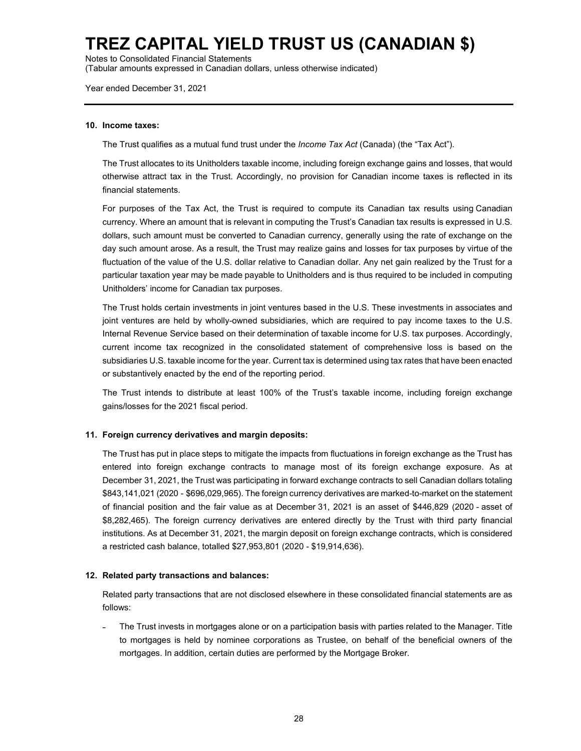#### 10. Income taxes:

The Trust qualifies as a mutual fund trust under the *Income Tax Act* (Canada) (the "Tax Act").

The Trust allocates to its Unitholders taxable income, including foreign exchange gains and losses, that would otherwise attract tax in the Trust. Accordingly, no provision for Canadian income taxes is reflected in its financial statements.

For purposes of the Tax Act, the Trust is required to compute its Canadian tax results using Canadian currency. Where an amount that is relevant in computing the Trust's Canadian tax results is expressed in U.S. dollars, such amount must be converted to Canadian currency, generally using the rate of exchange on the day such amount arose. As a result, the Trust may realize gains and losses for tax purposes by virtue of the fluctuation of the value of the U.S. dollar relative to Canadian dollar. Any net gain realized by the Trust for a particular taxation year may be made payable to Unitholders and is thus required to be included in computing Unitholders' income for Canadian tax purposes.

The Trust holds certain investments in joint ventures based in the U.S. These investments in associates and joint ventures are held by wholly-owned subsidiaries, which are required to pay income taxes to the U.S. Internal Revenue Service based on their determination of taxable income for U.S. tax purposes. Accordingly, current income tax recognized in the consolidated statement of comprehensive loss is based on the subsidiaries U.S. taxable income for the year. Current tax is determined using tax rates that have been enacted or substantively enacted by the end of the reporting period.

The Trust intends to distribute at least 100% of the Trust's taxable income, including foreign exchange gains/losses for the 2021 fiscal period.

#### 11. Foreign currency derivatives and margin deposits:

The Trust has put in place steps to mitigate the impacts from fluctuations in foreign exchange as the Trust has entered into foreign exchange contracts to manage most of its foreign exchange exposure. As at December 31, 2021, the Trust was participating in forward exchange contracts to sell Canadian dollars totaling $843,141,021 (2020 - $696,029,965). The foreign currency derivatives are marked-to-market on the statement of financial position and the fair value as at December 31, 2021 is an asset of $446,829 (2020 - asset of $8,282,465). The foreign currency derivatives are entered directly by the Trust with third party financial institutions. As at December 31, 2021, the margin deposit on foreign exchange contracts, which is considered a restricted cash balance, totalled $27,953,801 (2020 - $19,914,636).

#### 12. Related party transactions and balances:

Related party transactions that are not disclosed elsewhere in these consolidated financial statements are as follows:

- The Trust invests in mortgages alone or on a participation basis with parties related to the Manager. Title to mortgages is held by nominee corporations as Trustee, on behalf of the beneficial owners of the mortgages. In addition, certain duties are performed by the Mortgage Broker.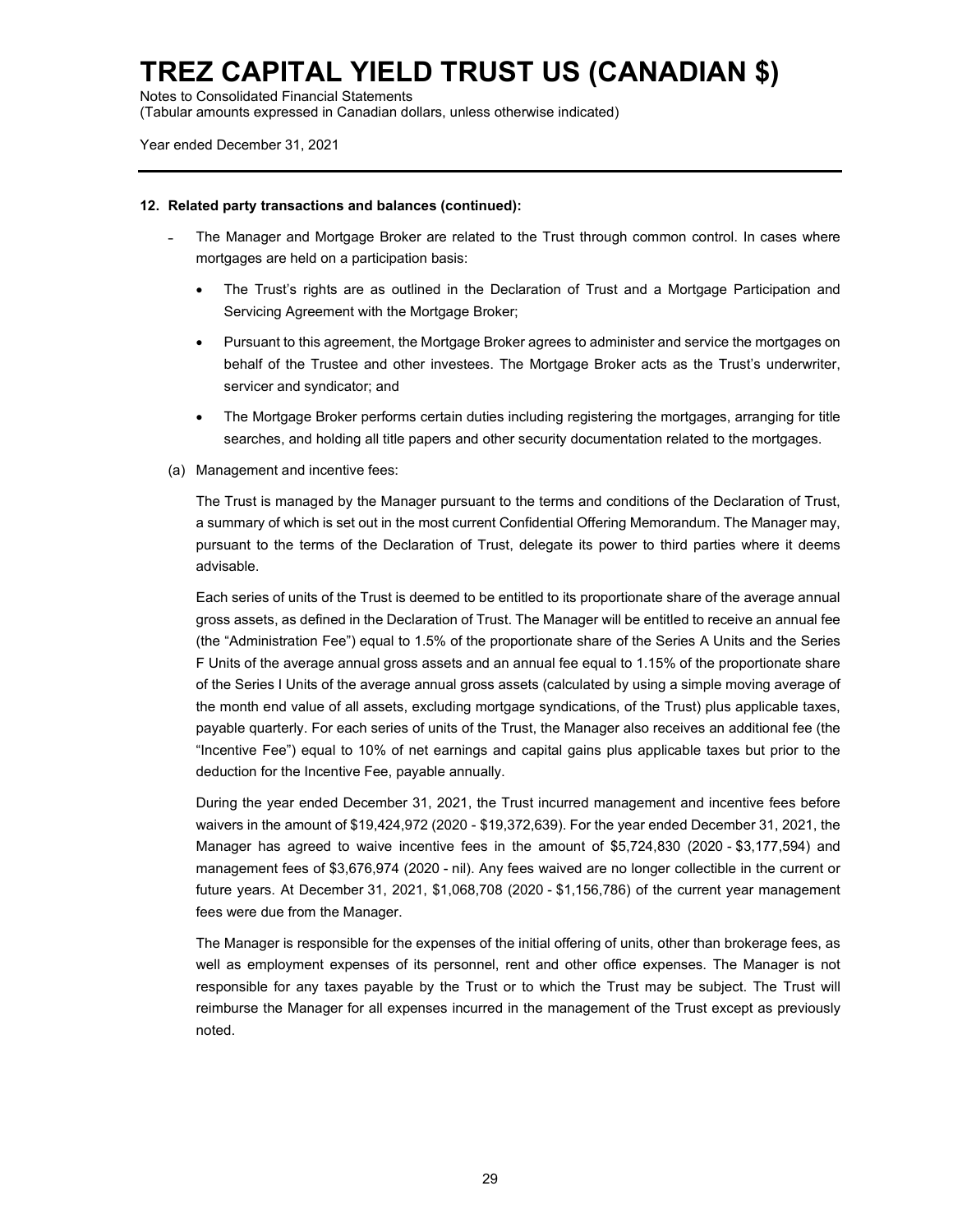**12. Related party transactions and balances (continued):**

- The Manager and Mortgage Broker are related to the Trust through common control. In cases where mortgages are held on a participation basis:
  - The Trust's rights are as outlined in the Declaration of Trust and a Mortgage Participation and Servicing Agreement with the Mortgage Broker;
  - Pursuant to this agreement, the Mortgage Broker agrees to administer and service the mortgages on behalf of the Trustee and other investees. The Mortgage Broker acts as the Trust's underwriter, servicer and syndicator; and
  - The Mortgage Broker performs certain duties including registering the mortgages, arranging for title searches, and holding all title papers and other security documentation related to the mortgages.

(a) Management and incentive fees:

The Trust is managed by the Manager pursuant to the terms and conditions of the Declaration of Trust, a summary of which is set out in the most current Confidential Offering Memorandum. The Manager may, pursuant to the terms of the Declaration of Trust, delegate its power to third parties where it deems advisable.

Each series of units of the Trust is deemed to be entitled to its proportionate share of the average annual gross assets, as defined in the Declaration of Trust. The Manager will be entitled to receive an annual fee (the "Administration Fee") equal to 1.5% of the proportionate share of the Series A Units and the Series F Units of the average annual gross assets and an annual fee equal to 1.15% of the proportionate share of the Series I Units of the average annual gross assets (calculated by using a simple moving average of the month end value of all assets, excluding mortgage syndications, of the Trust) plus applicable taxes, payable quarterly. For each series of units of the Trust, the Manager also receives an additional fee (the "Incentive Fee") equal to 10% of net earnings and capital gains plus applicable taxes but prior to the deduction for the Incentive Fee, payable annually.

During the year ended December 31, 2021, the Trust incurred management and incentive fees before waivers in the amount of $19,424,972 (2020 - $19,372,639). For the year ended December 31, 2021, the Manager has agreed to waive incentive fees in the amount of $5,724,830 (2020 - $3,177,594) and management fees of $3,676,974 (2020 - nil). Any fees waived are no longer collectible in the current or future years. At December 31, 2021, $1,068,708 (2020 - $1,156,786) of the current year management fees were due from the Manager.

The Manager is responsible for the expenses of the initial offering of units, other than brokerage fees, as well as employment expenses of its personnel, rent and other office expenses. The Manager is not responsible for any taxes payable by the Trust or to which the Trust may be subject. The Trust will reimburse the Manager for all expenses incurred in the management of the Trust except as previously noted.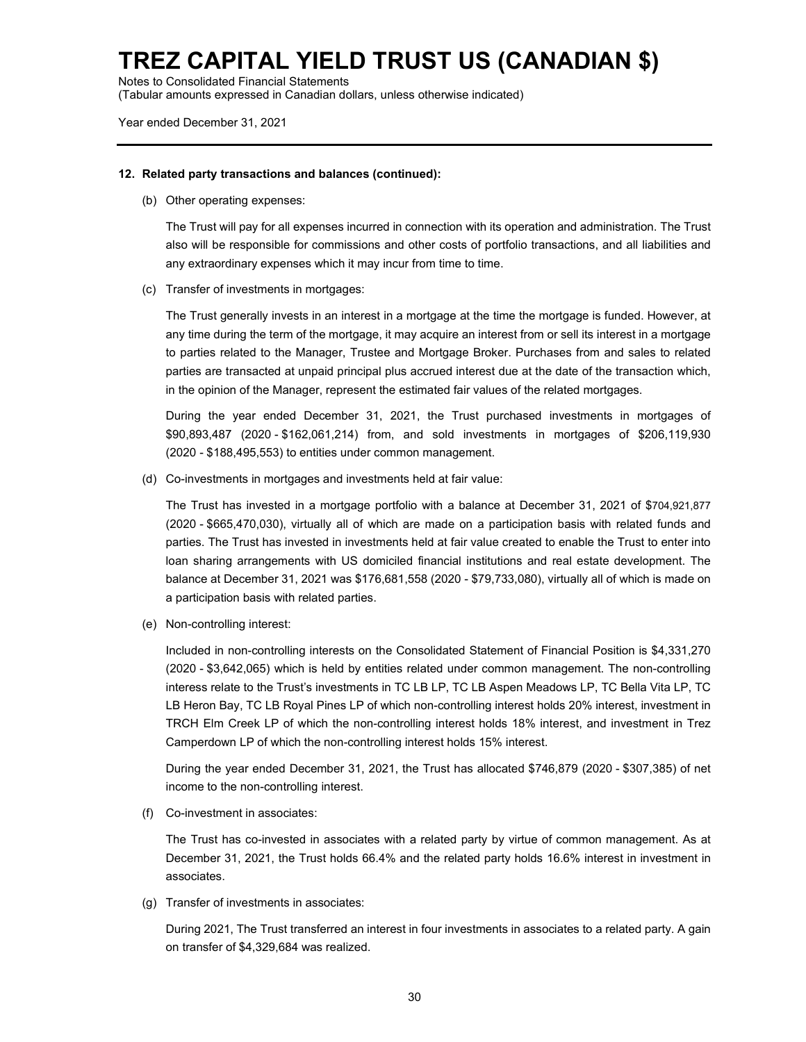## 12. Related party transactions and balances (continued):

(b) Other operating expenses:

The Trust will pay for all expenses incurred in connection with its operation and administration. The Trust also will be responsible for commissions and other costs of portfolio transactions, and all liabilities and any extraordinary expenses which it may incur from time to time.

(c) Transfer of investments in mortgages:

The Trust generally invests in an interest in a mortgage at the time the mortgage is funded. However, at any time during the term of the mortgage, it may acquire an interest from or sell its interest in a mortgage to parties related to the Manager, Trustee and Mortgage Broker. Purchases from and sales to related parties are transacted at unpaid principal plus accrued interest due at the date of the transaction which, in the opinion of the Manager, represent the estimated fair values of the related mortgages.

During the year ended December 31, 2021, the Trust purchased investments in mortgages of $90,893,487 (2020 - $162,061,214) from, and sold investments in mortgages of $206,119,930 (2020 - $188,495,553) to entities under common management.

(d) Co-investments in mortgages and investments held at fair value:

The Trust has invested in a mortgage portfolio with a balance at December 31, 2021 of $704,921,877 (2020 - $665,470,030), virtually all of which are made on a participation basis with related funds and parties. The Trust has invested in investments held at fair value created to enable the Trust to enter into loan sharing arrangements with US domiciled financial institutions and real estate development. The balance at December 31, 2021 was $176,681,558 (2020 - $79,733,080), virtually all of which is made on a participation basis with related parties.

(e) Non-controlling interest:

Included in non-controlling interests on the Consolidated Statement of Financial Position is $4,331,270 (2020 - $3,642,065) which is held by entities related under common management. The non-controlling interess relate to the Trust's investments in TC LB LP, TC LB Aspen Meadows LP, TC Bella Vita LP, TC LB Heron Bay, TC LB Royal Pines LP of which non-controlling interest holds 20% interest, investment in TRCH Elm Creek LP of which the non-controlling interest holds 18% interest, and investment in Trez Camperdown LP of which the non-controlling interest holds 15% interest.

During the year ended December 31, 2021, the Trust has allocated $746,879 (2020 - $307,385) of net income to the non-controlling interest.

(f) Co-investment in associates:

The Trust has co-invested in associates with a related party by virtue of common management. As at December 31, 2021, the Trust holds 66.4% and the related party holds 16.6% interest in investment in associates.

(g) Transfer of investments in associates:

During 2021, The Trust transferred an interest in four investments in associates to a related party. A gain on transfer of $4,329,684 was realized.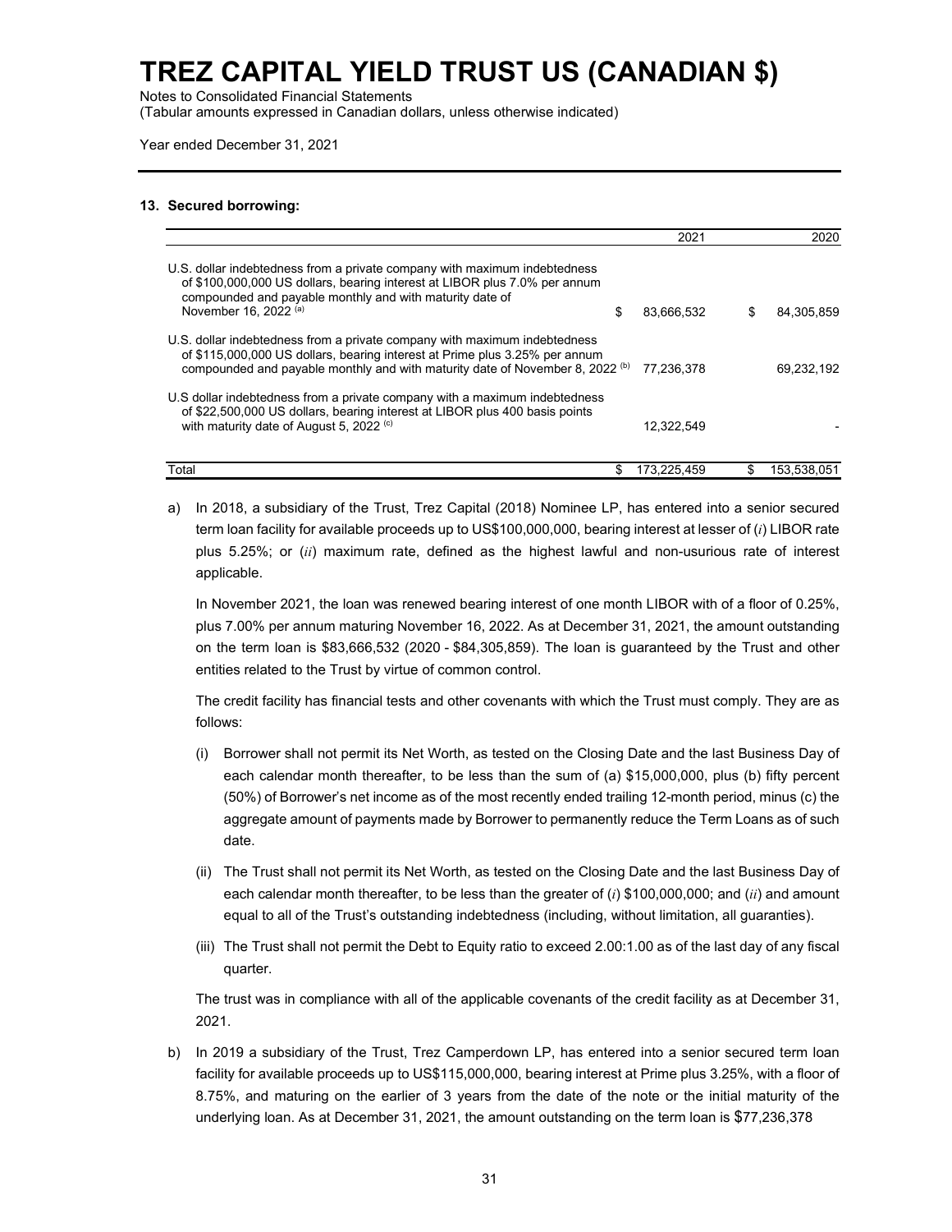# TREZ CAPITAL YIELD TRUST US (CANADIAN $)

Notes to Consolidated Financial Statements
(Tabular amounts expressed in Canadian dollars, unless otherwise indicated)

Year ended December 31, 2021

### 13. Secured borrowing:

| | 2021 | 2020 |
|---|---|---|
| U.S. dollar indebtedness from a private company with maximum indebtedness of $100,000,000 US dollars, bearing interest at LIBOR plus 7.0% per annum compounded and payable monthly and with maturity date of November 16, 2022 [(a)] | $ 83,666,532 | $ 84,305,859 |
| U.S. dollar indebtedness from a private company with maximum indebtedness of $115,000,000 US dollars, bearing interest at Prime plus 3.25% per annum compounded and payable monthly and with maturity date of November 8, 2022 [(b)] | 77,236,378 | 69,232,192 |
| U.S dollar indebtedness from a private company with a maximum indebtedness of $22,500,000 US dollars, bearing interest at LIBOR plus 400 basis points with maturity date of August 5, 2022 [(c)] | 12,322,549 | - |
| Total | $ 173,225,459 | $ 153,538,051 |

a) In 2018, a subsidiary of the Trust, Trez Capital (2018) Nominee LP, has entered into a senior secured term loan facility for available proceeds up to US$100,000,000, bearing interest at lesser of (*i*) LIBOR rate plus 5.25%; or (*ii*) maximum rate, defined as the highest lawful and non-usurious rate of interest applicable.

   In November 2021, the loan was renewed bearing interest of one month LIBOR with of a floor of 0.25%, plus 7.00% per annum maturing November 16, 2022. As at December 31, 2021, the amount outstanding on the term loan is $83,666,532 (2020 - $84,305,859). The loan is guaranteed by the Trust and other entities related to the Trust by virtue of common control.

   The credit facility has financial tests and other covenants with which the Trust must comply. They are as follows:

   (i) Borrower shall not permit its Net Worth, as tested on the Closing Date and the last Business Day of each calendar month thereafter, to be less than the sum of (a) $15,000,000, plus (b) fifty percent (50%) of Borrower's net income as of the most recently ended trailing 12-month period, minus (c) the aggregate amount of payments made by Borrower to permanently reduce the Term Loans as of such date.

   (ii) The Trust shall not permit its Net Worth, as tested on the Closing Date and the last Business Day of each calendar month thereafter, to be less than the greater of (*i*) $100,000,000; and (*ii*) and amount equal to all of the Trust's outstanding indebtedness (including, without limitation, all guaranties).

   (iii) The Trust shall not permit the Debt to Equity ratio to exceed 2.00:1.00 as of the last day of any fiscal quarter.

   The trust was in compliance with all of the applicable covenants of the credit facility as at December 31, 2021.

b) In 2019 a subsidiary of the Trust, Trez Camperdown LP, has entered into a senior secured term loan facility for available proceeds up to US$115,000,000, bearing interest at Prime plus 3.25%, with a floor of 8.75%, and maturing on the earlier of 3 years from the date of the note or the initial maturity of the underlying loan. As at December 31, 2021, the amount outstanding on the term loan is $77,236,378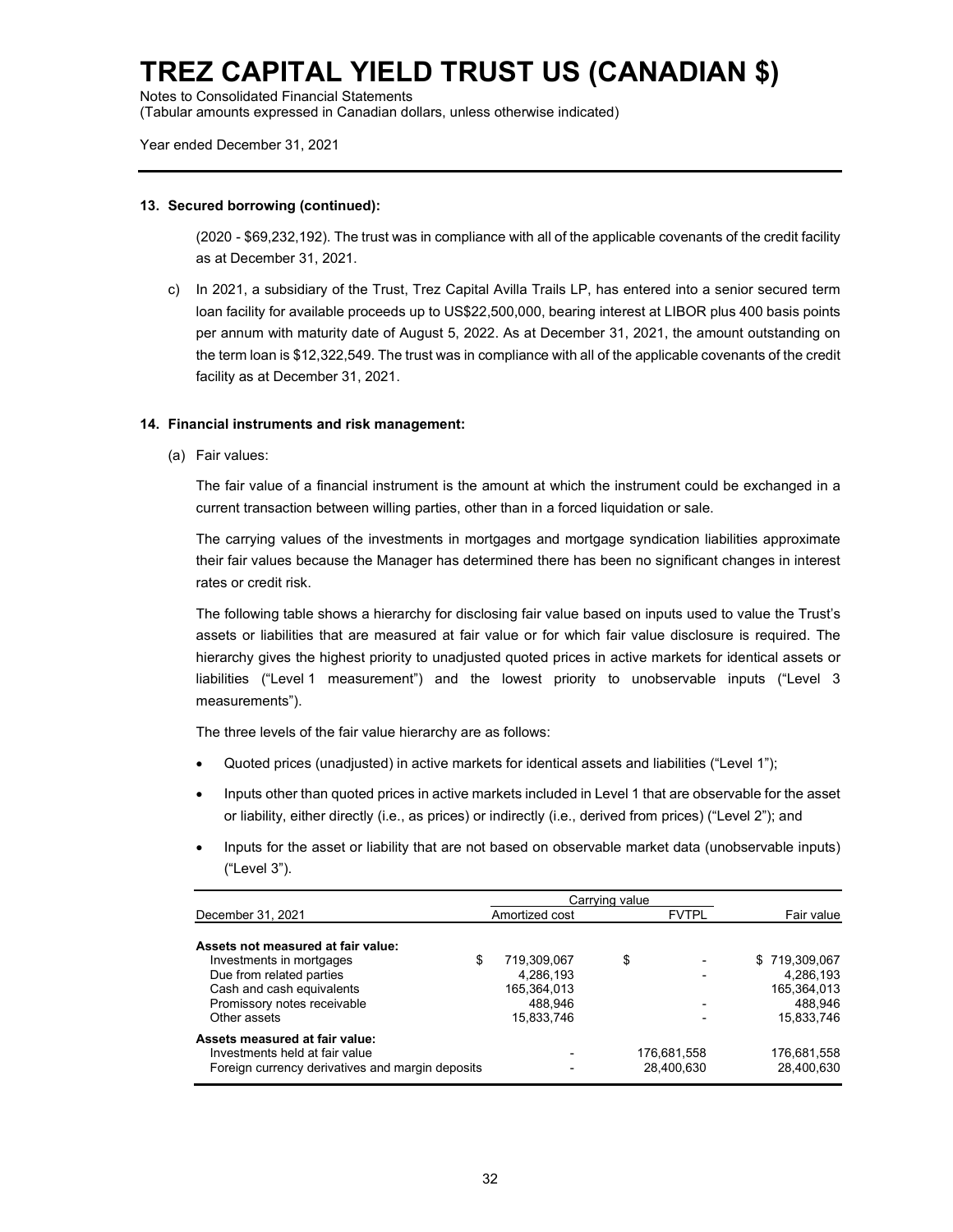**13. Secured borrowing (continued):**

(2020 - $69,232,192). The trust was in compliance with all of the applicable covenants of the credit facility as at December 31, 2021.

c) In 2021, a subsidiary of the Trust, Trez Capital Avilla Trails LP, has entered into a senior secured term loan facility for available proceeds up to US$22,500,000, bearing interest at LIBOR plus 400 basis points per annum with maturity date of August 5, 2022. As at December 31, 2021, the amount outstanding on the term loan is $12,322,549. The trust was in compliance with all of the applicable covenants of the credit facility as at December 31, 2021.

**14. Financial instruments and risk management:**

(a) Fair values:

The fair value of a financial instrument is the amount at which the instrument could be exchanged in a current transaction between willing parties, other than in a forced liquidation or sale.

The carrying values of the investments in mortgages and mortgage syndication liabilities approximate their fair values because the Manager has determined there has been no significant changes in interest rates or credit risk.

The following table shows a hierarchy for disclosing fair value based on inputs used to value the Trust's assets or liabilities that are measured at fair value or for which fair value disclosure is required. The hierarchy gives the highest priority to unadjusted quoted prices in active markets for identical assets or liabilities ("Level 1 measurement") and the lowest priority to unobservable inputs ("Level 3 measurements").

The three levels of the fair value hierarchy are as follows:

- Quoted prices (unadjusted) in active markets for identical assets and liabilities ("Level 1");
- Inputs other than quoted prices in active markets included in Level 1 that are observable for the asset or liability, either directly (i.e., as prices) or indirectly (i.e., derived from prices) ("Level 2"); and
- Inputs for the asset or liability that are not based on observable market data (unobservable inputs) ("Level 3").

| | Carrying value | | |
|---|---|---|---|
| December 31, 2021 | Amortized cost | FVTPL | Fair value |
| **Assets not measured at fair value:** | | | |
| Investments in mortgages | $ 719,309,067 | $ - | $ 719,309,067 |
| Due from related parties | 4,286,193 | - | 4,286,193 |
| Cash and cash equivalents | 165,364,013 | | 165,364,013 |
| Promissory notes receivable | 488,946 | - | 488,946 |
| Other assets | 15,833,746 | - | 15,833,746 |
| **Assets measured at fair value:** | | | |
| Investments held at fair value | - | 176,681,558 | 176,681,558 |
| Foreign currency derivatives and margin deposits | - | 28,400,630 | 28,400,630 |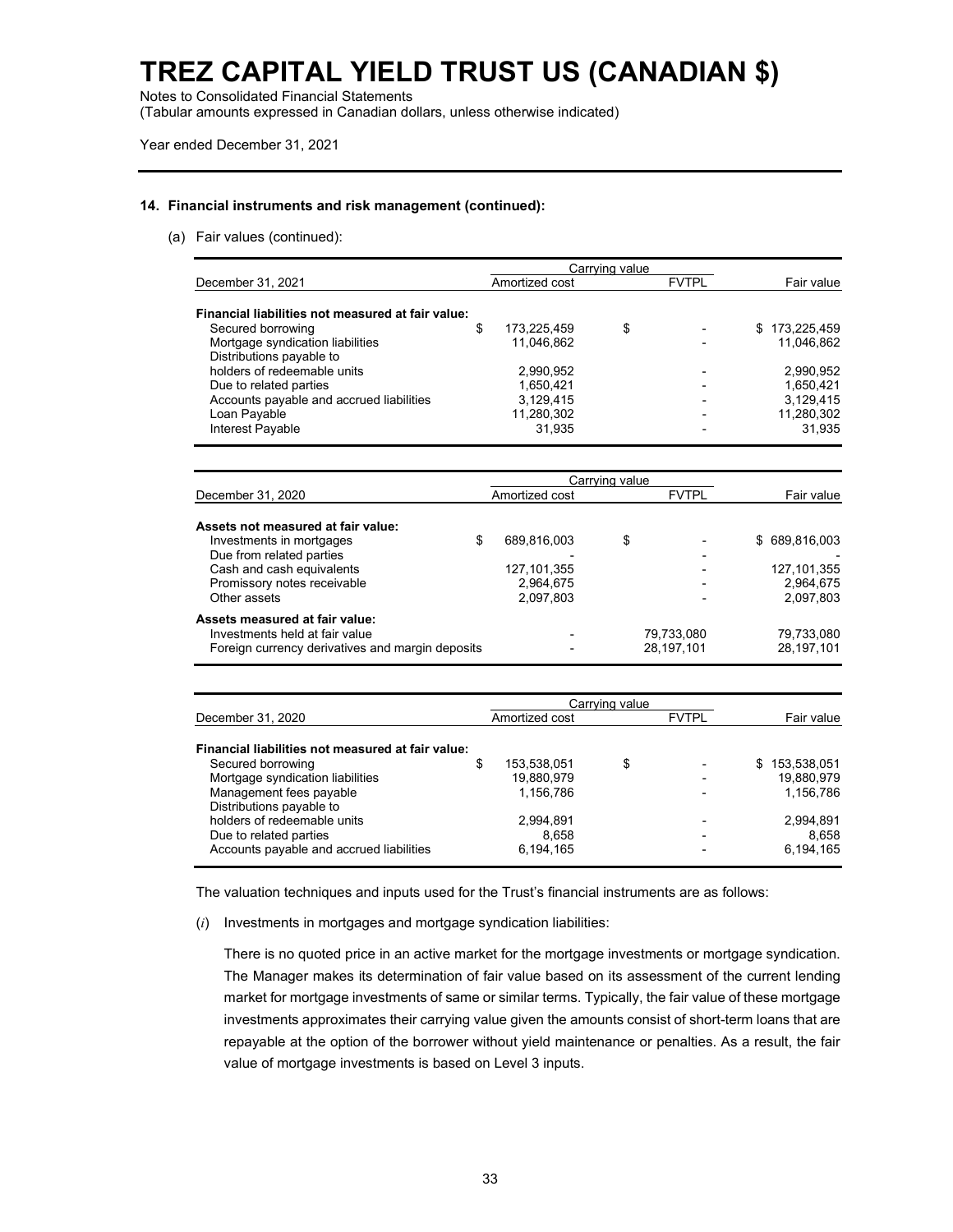# TREZ CAPITAL YIELD TRUST US (CANADIAN $)

Notes to Consolidated Financial Statements
(Tabular amounts expressed in Canadian dollars, unless otherwise indicated)

Year ended December 31, 2021

## 14. Financial instruments and risk management (continued):

(a) Fair values (continued):

| | Carrying value | | |
|---|---|---|---|
| December 31, 2021 | Amortized cost | FVTPL | Fair value |
| **Financial liabilities not measured at fair value:** | | | |
| Secured borrowing | $ 173,225,459 | $ - | $ 173,225,459 |
| Mortgage syndication liabilities | 11,046,862 | - | 11,046,862 |
| Distributions payable to holders of redeemable units | 2,990,952 | - | 2,990,952 |
| Due to related parties | 1,650,421 | - | 1,650,421 |
| Accounts payable and accrued liabilities | 3,129,415 | - | 3,129,415 |
| Loan Payable | 11,280,302 | - | 11,280,302 |
| Interest Payable | 31,935 | - | 31,935 |

| | Carrying value | | |
|---|---|---|---|
| December 31, 2020 | Amortized cost | FVTPL | Fair value |
| **Assets not measured at fair value:** | | | |
| Investments in mortgages | $ 689,816,003 | $ - | $ 689,816,003 |
| Due from related parties | - | - | - |
| Cash and cash equivalents | 127,101,355 | - | 127,101,355 |
| Promissory notes receivable | 2,964,675 | - | 2,964,675 |
| Other assets | 2,097,803 | - | 2,097,803 |
| **Assets measured at fair value:** | | | |
| Investments held at fair value | - | 79,733,080 | 79,733,080 |
| Foreign currency derivatives and margin deposits | - | 28,197,101 | 28,197,101 |

| | Carrying value | | |
|---|---|---|---|
| December 31, 2020 | Amortized cost | FVTPL | Fair value |
| **Financial liabilities not measured at fair value:** | | | |
| Secured borrowing | $ 153,538,051 | $ - | $ 153,538,051 |
| Mortgage syndication liabilities | 19,880,979 | - | 19,880,979 |
| Management fees payable | 1,156,786 | - | 1,156,786 |
| Distributions payable to holders of redeemable units | 2,994,891 | - | 2,994,891 |
| Due to related parties | 8,658 | - | 8,658 |
| Accounts payable and accrued liabilities | 6,194,165 | - | 6,194,165 |

The valuation techniques and inputs used for the Trust's financial instruments are as follows:

(*i*) Investments in mortgages and mortgage syndication liabilities:

There is no quoted price in an active market for the mortgage investments or mortgage syndication. The Manager makes its determination of fair value based on its assessment of the current lending market for mortgage investments of same or similar terms. Typically, the fair value of these mortgage investments approximates their carrying value given the amounts consist of short-term loans that are repayable at the option of the borrower without yield maintenance or penalties. As a result, the fair value of mortgage investments is based on Level 3 inputs.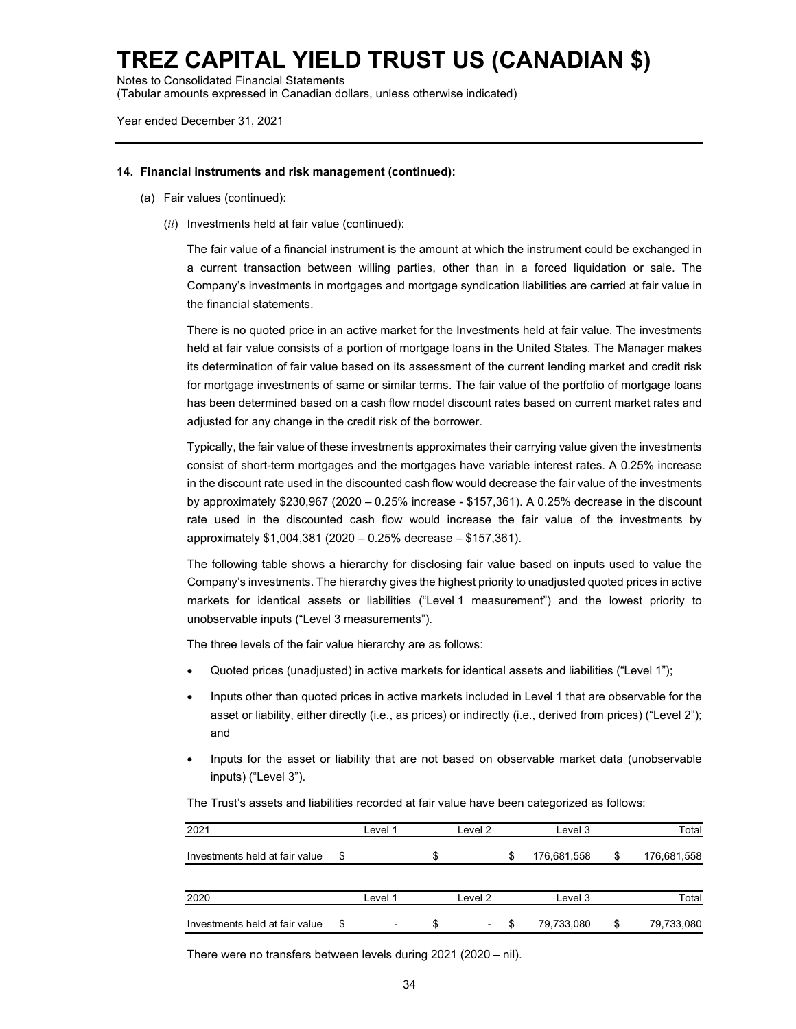# TREZ CAPITAL YIELD TRUST US (CANADIAN $)

Notes to Consolidated Financial Statements
(Tabular amounts expressed in Canadian dollars, unless otherwise indicated)

Year ended December 31, 2021

**14. Financial instruments and risk management (continued):**

(a) Fair values (continued):

(*ii*) Investments held at fair value (continued):

The fair value of a financial instrument is the amount at which the instrument could be exchanged in a current transaction between willing parties, other than in a forced liquidation or sale. The Company's investments in mortgages and mortgage syndication liabilities are carried at fair value in the financial statements.

There is no quoted price in an active market for the Investments held at fair value. The investments held at fair value consists of a portion of mortgage loans in the United States. The Manager makes its determination of fair value based on its assessment of the current lending market and credit risk for mortgage investments of same or similar terms. The fair value of the portfolio of mortgage loans has been determined based on a cash flow model discount rates based on current market rates and adjusted for any change in the credit risk of the borrower.

Typically, the fair value of these investments approximates their carrying value given the investments consist of short-term mortgages and the mortgages have variable interest rates. A 0.25% increase in the discount rate used in the discounted cash flow would decrease the fair value of the investments by approximately $230,967 (2020 – 0.25% increase - $157,361). A 0.25% decrease in the discount rate used in the discounted cash flow would increase the fair value of the investments by approximately $1,004,381 (2020 – 0.25% decrease – $157,361).

The following table shows a hierarchy for disclosing fair value based on inputs used to value the Company's investments. The hierarchy gives the highest priority to unadjusted quoted prices in active markets for identical assets or liabilities ("Level 1 measurement") and the lowest priority to unobservable inputs ("Level 3 measurements").

The three levels of the fair value hierarchy are as follows:

- Quoted prices (unadjusted) in active markets for identical assets and liabilities ("Level 1");
- Inputs other than quoted prices in active markets included in Level 1 that are observable for the asset or liability, either directly (i.e., as prices) or indirectly (i.e., derived from prices) ("Level 2"); and
- Inputs for the asset or liability that are not based on observable market data (unobservable inputs) ("Level 3").

The Trust's assets and liabilities recorded at fair value have been categorized as follows:

| 2021 | Level 1 | Level 2 | Level 3 | Total |
|---|---|---|---|---|
| Investments held at fair value | $ | $ | $ 176,681,558 | $ 176,681,558 |

| 2020 | Level 1 | Level 2 | Level 3 | Total |
|---|---|---|---|---|
| Investments held at fair value | $ - | $ - | $ 79,733,080 | $ 79,733,080 |

There were no transfers between levels during 2021 (2020 – nil).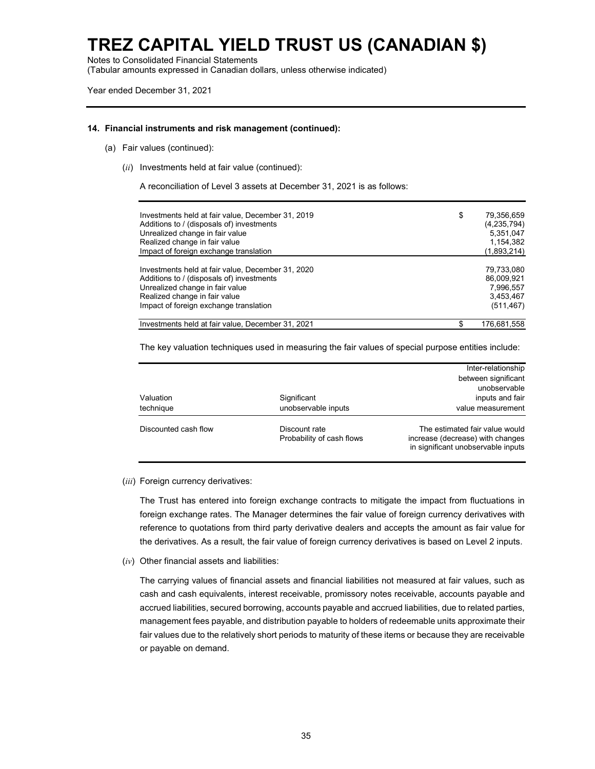# TREZ CAPITAL YIELD TRUST US (CANADIAN $)

Notes to Consolidated Financial Statements
(Tabular amounts expressed in Canadian dollars, unless otherwise indicated)

Year ended December 31, 2021

**14. Financial instruments and risk management (continued):**

(a) Fair values (continued):

(*ii*) Investments held at fair value (continued):

A reconciliation of Level 3 assets at December 31, 2021 is as follows:

| | | |
|---|---|---|
| Investments held at fair value, December 31, 2019 | $ | 79,356,659 |
| Additions to / (disposals of) investments | | (4,235,794) |
| Unrealized change in fair value | | 5,351,047 |
| Realized change in fair value | | 1,154,382 |
| Impact of foreign exchange translation | | (1,893,214) |
| Investments held at fair value, December 31, 2020 | | 79,733,080 |
| Additions to / (disposals of) investments | | 86,009,921 |
| Unrealized change in fair value | | 7,996,557 |
| Realized change in fair value | | 3,453,467 |
| Impact of foreign exchange translation | | (511,467) |
| Investments held at fair value, December 31, 2021 | $ | 176,681,558 |

The key valuation techniques used in measuring the fair values of special purpose entities include:

| Valuation technique | Significant unobservable inputs | Inter-relationship between significant unobservable inputs and fair value measurement |
|---|---|---|
| Discounted cash flow | Discount rate<br>Probability of cash flows | The estimated fair value would increase (decrease) with changes in significant unobservable inputs |

(*iii*) Foreign currency derivatives:

The Trust has entered into foreign exchange contracts to mitigate the impact from fluctuations in foreign exchange rates. The Manager determines the fair value of foreign currency derivatives with reference to quotations from third party derivative dealers and accepts the amount as fair value for the derivatives. As a result, the fair value of foreign currency derivatives is based on Level 2 inputs.

(*iv*) Other financial assets and liabilities:

The carrying values of financial assets and financial liabilities not measured at fair values, such as cash and cash equivalents, interest receivable, promissory notes receivable, accounts payable and accrued liabilities, secured borrowing, accounts payable and accrued liabilities, due to related parties, management fees payable, and distribution payable to holders of redeemable units approximate their fair values due to the relatively short periods to maturity of these items or because they are receivable or payable on demand.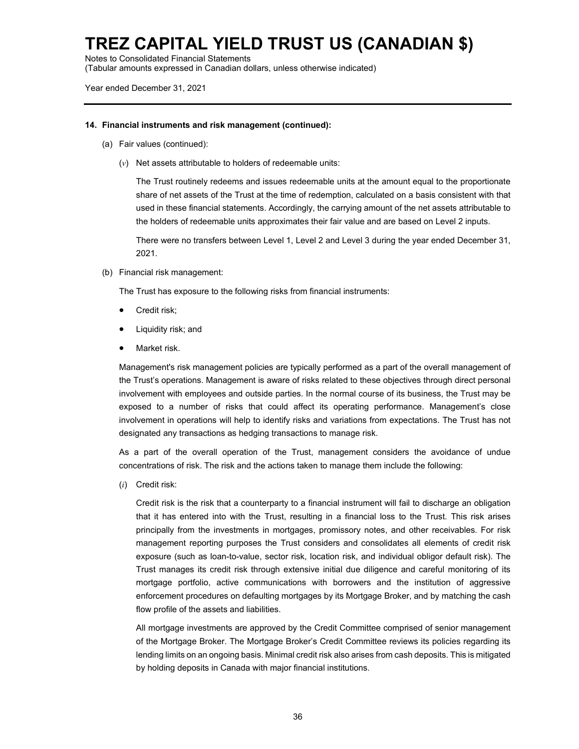# TREZ CAPITAL YIELD TRUST US (CANADIAN $)

Notes to Consolidated Financial Statements
(Tabular amounts expressed in Canadian dollars, unless otherwise indicated)

Year ended December 31, 2021

**14. Financial instruments and risk management (continued):**

(a) Fair values (continued):

(*v*) Net assets attributable to holders of redeemable units:

The Trust routinely redeems and issues redeemable units at the amount equal to the proportionate share of net assets of the Trust at the time of redemption, calculated on a basis consistent with that used in these financial statements. Accordingly, the carrying amount of the net assets attributable to the holders of redeemable units approximates their fair value and are based on Level 2 inputs.

There were no transfers between Level 1, Level 2 and Level 3 during the year ended December 31, 2021.

(b) Financial risk management:

The Trust has exposure to the following risks from financial instruments:

- Credit risk;
- Liquidity risk; and
- Market risk.

Management's risk management policies are typically performed as a part of the overall management of the Trust's operations. Management is aware of risks related to these objectives through direct personal involvement with employees and outside parties. In the normal course of its business, the Trust may be exposed to a number of risks that could affect its operating performance. Management's close involvement in operations will help to identify risks and variations from expectations. The Trust has not designated any transactions as hedging transactions to manage risk.

As a part of the overall operation of the Trust, management considers the avoidance of undue concentrations of risk. The risk and the actions taken to manage them include the following:

(*i*) Credit risk:

Credit risk is the risk that a counterparty to a financial instrument will fail to discharge an obligation that it has entered into with the Trust, resulting in a financial loss to the Trust. This risk arises principally from the investments in mortgages, promissory notes, and other receivables. For risk management reporting purposes the Trust considers and consolidates all elements of credit risk exposure (such as loan-to-value, sector risk, location risk, and individual obligor default risk). The Trust manages its credit risk through extensive initial due diligence and careful monitoring of its mortgage portfolio, active communications with borrowers and the institution of aggressive enforcement procedures on defaulting mortgages by its Mortgage Broker, and by matching the cash flow profile of the assets and liabilities.

All mortgage investments are approved by the Credit Committee comprised of senior management of the Mortgage Broker. The Mortgage Broker's Credit Committee reviews its policies regarding its lending limits on an ongoing basis. Minimal credit risk also arises from cash deposits. This is mitigated by holding deposits in Canada with major financial institutions.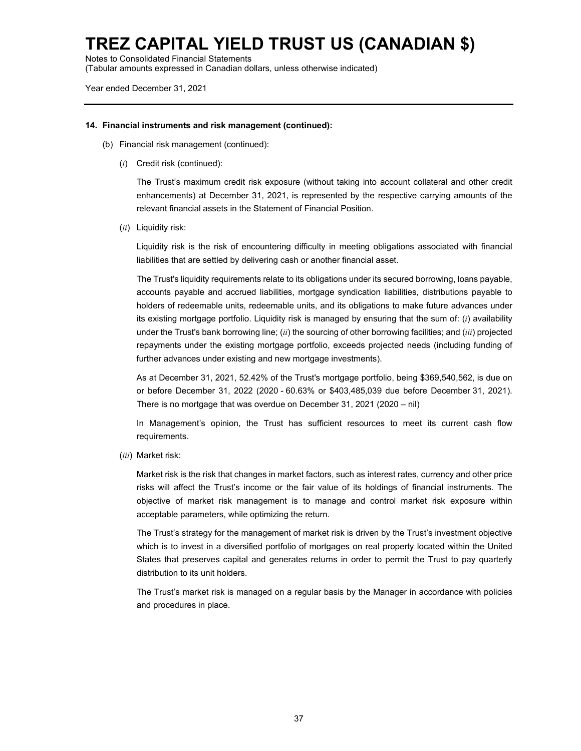# TREZ CAPITAL YIELD TRUST US (CANADIAN $)

Notes to Consolidated Financial Statements
(Tabular amounts expressed in Canadian dollars, unless otherwise indicated)

Year ended December 31, 2021

**14. Financial instruments and risk management (continued):**

(b) Financial risk management (continued):

(*i*) Credit risk (continued):

The Trust's maximum credit risk exposure (without taking into account collateral and other credit enhancements) at December 31, 2021, is represented by the respective carrying amounts of the relevant financial assets in the Statement of Financial Position.

(*ii*) Liquidity risk:

Liquidity risk is the risk of encountering difficulty in meeting obligations associated with financial liabilities that are settled by delivering cash or another financial asset.

The Trust's liquidity requirements relate to its obligations under its secured borrowing, loans payable, accounts payable and accrued liabilities, mortgage syndication liabilities, distributions payable to holders of redeemable units, redeemable units, and its obligations to make future advances under its existing mortgage portfolio. Liquidity risk is managed by ensuring that the sum of: (*i*) availability under the Trust's bank borrowing line; (*ii*) the sourcing of other borrowing facilities; and (*iii*) projected repayments under the existing mortgage portfolio, exceeds projected needs (including funding of further advances under existing and new mortgage investments).

As at December 31, 2021, 52.42% of the Trust's mortgage portfolio, being $369,540,562, is due on or before December 31, 2022 (2020 - 60.63% or $403,485,039 due before December 31, 2021). There is no mortgage that was overdue on December 31, 2021 (2020 – nil)

In Management's opinion, the Trust has sufficient resources to meet its current cash flow requirements.

(*iii*) Market risk:

Market risk is the risk that changes in market factors, such as interest rates, currency and other price risks will affect the Trust's income or the fair value of its holdings of financial instruments. The objective of market risk management is to manage and control market risk exposure within acceptable parameters, while optimizing the return.

The Trust's strategy for the management of market risk is driven by the Trust's investment objective which is to invest in a diversified portfolio of mortgages on real property located within the United States that preserves capital and generates returns in order to permit the Trust to pay quarterly distribution to its unit holders.

The Trust's market risk is managed on a regular basis by the Manager in accordance with policies and procedures in place.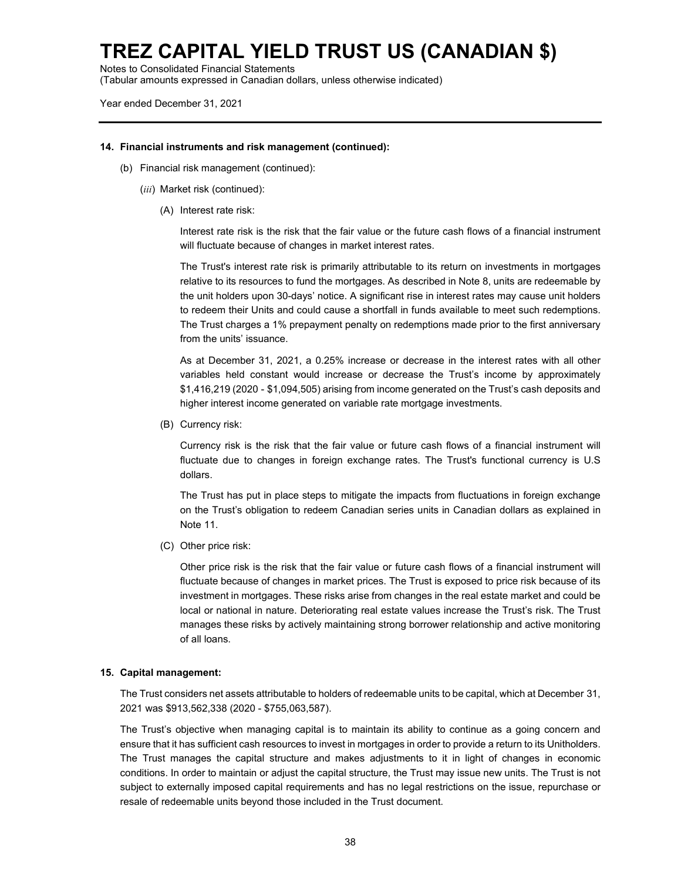**14. Financial instruments and risk management (continued):**

(b) Financial risk management (continued):

(*iii*) Market risk (continued):

(A) Interest rate risk:

Interest rate risk is the risk that the fair value or the future cash flows of a financial instrument will fluctuate because of changes in market interest rates.

The Trust's interest rate risk is primarily attributable to its return on investments in mortgages relative to its resources to fund the mortgages. As described in Note 8, units are redeemable by the unit holders upon 30-days' notice. A significant rise in interest rates may cause unit holders to redeem their Units and could cause a shortfall in funds available to meet such redemptions. The Trust charges a 1% prepayment penalty on redemptions made prior to the first anniversary from the units' issuance.

As at December 31, 2021, a 0.25% increase or decrease in the interest rates with all other variables held constant would increase or decrease the Trust's income by approximately $1,416,219 (2020 - $1,094,505) arising from income generated on the Trust's cash deposits and higher interest income generated on variable rate mortgage investments.

(B) Currency risk:

Currency risk is the risk that the fair value or future cash flows of a financial instrument will fluctuate due to changes in foreign exchange rates. The Trust's functional currency is U.S dollars.

The Trust has put in place steps to mitigate the impacts from fluctuations in foreign exchange on the Trust's obligation to redeem Canadian series units in Canadian dollars as explained in Note 11.

(C) Other price risk:

Other price risk is the risk that the fair value or future cash flows of a financial instrument will fluctuate because of changes in market prices. The Trust is exposed to price risk because of its investment in mortgages. These risks arise from changes in the real estate market and could be local or national in nature. Deteriorating real estate values increase the Trust's risk. The Trust manages these risks by actively maintaining strong borrower relationship and active monitoring of all loans.

**15. Capital management:**

The Trust considers net assets attributable to holders of redeemable units to be capital, which at December 31, 2021 was $913,562,338 (2020 - $755,063,587).

The Trust's objective when managing capital is to maintain its ability to continue as a going concern and ensure that it has sufficient cash resources to invest in mortgages in order to provide a return to its Unitholders. The Trust manages the capital structure and makes adjustments to it in light of changes in economic conditions. In order to maintain or adjust the capital structure, the Trust may issue new units. The Trust is not subject to externally imposed capital requirements and has no legal restrictions on the issue, repurchase or resale of redeemable units beyond those included in the Trust document.